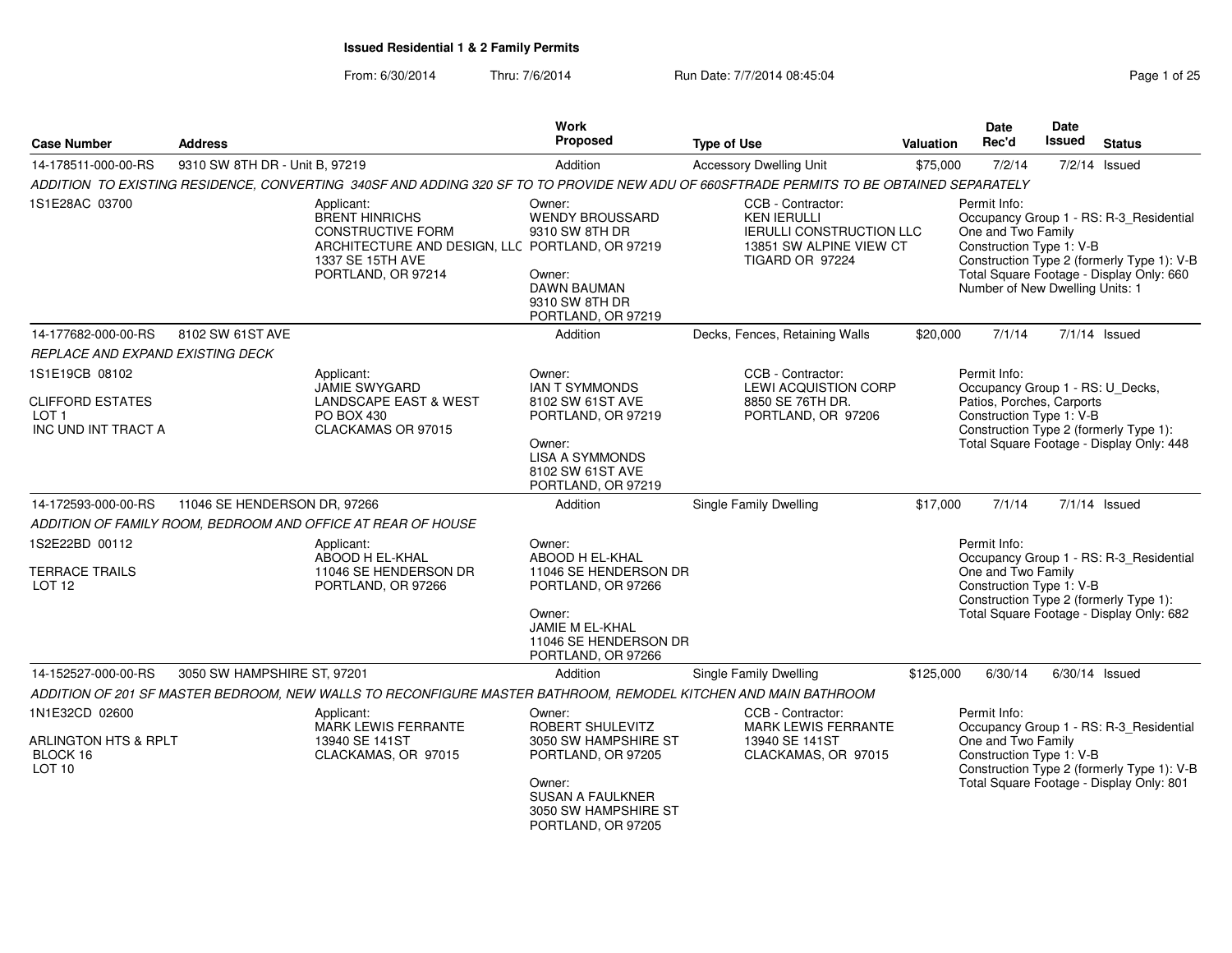# Issued Residential 1 & 2 Family Permits

From: 6/30/2014 Thru: 7/6/2014 Run Date: 7/7/2014 08:45:04

| Case Number | Address | Work Proposed | Type of Use | Valuation | Date Rec'd | Date Issued | Status |
|---|---|---|---|---|---|---|---|
| 14-178511-000-00-RS | 9310 SW 8TH DR - Unit B, 97219 | Addition | Accessory Dwelling Unit | $75,000 | 7/2/14 | 7/2/14 | Issued |

*ADDITION TO EXISTING RESIDENCE, CONVERTING 340SF AND ADDING 320 SF TO TO PROVIDE NEW ADU OF 660SFTRADE PERMITS TO BE OBTAINED SEPARATELY*

1S1E28AC 03700

Applicant:
BRENT HINRICHS
CONSTRUCTIVE FORM
ARCHITECTURE AND DESIGN, LLC
1337 SE 15TH AVE
PORTLAND, OR 97214

Owner:
WENDY BROUSSARD
9310 SW 8TH DR
PORTLAND, OR 97219

Owner:
DAWN BAUMAN
9310 SW 8TH DR
PORTLAND, OR 97219

CCB - Contractor:
KEN IERULLI
IERULLI CONSTRUCTION LLC
13851 SW ALPINE VIEW CT
TIGARD OR 97224

Permit Info:
Occupancy Group 1 - RS: R-3_Residential One and Two Family
Construction Type 1: V-B
Construction Type 2 (formerly Type 1): V-B
Total Square Footage - Display Only: 660
Number of New Dwelling Units: 1

| Case Number | Address | Work Proposed | Type of Use | Valuation | Date Rec'd | Date Issued | Status |
|---|---|---|---|---|---|---|---|
| 14-177682-000-00-RS | 8102 SW 61ST AVE | Addition | Decks, Fences, Retaining Walls | $20,000 | 7/1/14 | 7/1/14 | Issued |

*REPLACE AND EXPAND EXISTING DECK*

1S1E19CB 08102

CLIFFORD ESTATES
LOT 1
INC UND INT TRACT A

Applicant:
JAMIE SWYGARD
LANDSCAPE EAST & WEST
PO BOX 430
CLACKAMAS OR 97015

Owner:
IAN T SYMMONDS
8102 SW 61ST AVE
PORTLAND, OR 97219

Owner:
LISA A SYMMONDS
8102 SW 61ST AVE
PORTLAND, OR 97219

CCB - Contractor:
LEWI ACQUISTION CORP
8850 SE 76TH DR.
PORTLAND, OR 97206

Permit Info:
Occupancy Group 1 - RS: U_Decks, Patios, Porches, Carports
Construction Type 1: V-B
Construction Type 2 (formerly Type 1):
Total Square Footage - Display Only: 448

| Case Number | Address | Work Proposed | Type of Use | Valuation | Date Rec'd | Date Issued | Status |
|---|---|---|---|---|---|---|---|
| 14-172593-000-00-RS | 11046 SE HENDERSON DR, 97266 | Addition | Single Family Dwelling | $17,000 | 7/1/14 | 7/1/14 | Issued |

*ADDITION OF FAMILY ROOM, BEDROOM AND OFFICE AT REAR OF HOUSE*

1S2E22BD 00112

TERRACE TRAILS
LOT 12

Applicant:
ABOOD H EL-KHAL
11046 SE HENDERSON DR
PORTLAND, OR 97266

Owner:
ABOOD H EL-KHAL
11046 SE HENDERSON DR
PORTLAND, OR 97266

Owner:
JAMIE M EL-KHAL
11046 SE HENDERSON DR
PORTLAND, OR 97266

Permit Info:
Occupancy Group 1 - RS: R-3_Residential One and Two Family
Construction Type 1: V-B
Construction Type 2 (formerly Type 1):
Total Square Footage - Display Only: 682

| Case Number | Address | Work Proposed | Type of Use | Valuation | Date Rec'd | Date Issued | Status |
|---|---|---|---|---|---|---|---|
| 14-152527-000-00-RS | 3050 SW HAMPSHIRE ST, 97201 | Addition | Single Family Dwelling | $125,000 | 6/30/14 | 6/30/14 | Issued |

*ADDITION OF 201 SF MASTER BEDROOM, NEW WALLS TO RECONFIGURE MASTER BATHROOM, REMODEL KITCHEN AND MAIN BATHROOM*

1N1E32CD 02600

ARLINGTON HTS & RPLT
BLOCK 16
LOT 10

Applicant:
MARK LEWIS FERRANTE
13940 SE 141ST
CLACKAMAS, OR 97015

Owner:
ROBERT SHULEVITZ
3050 SW HAMPSHIRE ST
PORTLAND, OR 97205

Owner:
SUSAN A FAULKNER
3050 SW HAMPSHIRE ST
PORTLAND, OR 97205

CCB - Contractor:
MARK LEWIS FERRANTE
13940 SE 141ST
CLACKAMAS, OR 97015

Permit Info:
Occupancy Group 1 - RS: R-3_Residential One and Two Family
Construction Type 1: V-B
Construction Type 2 (formerly Type 1): V-B
Total Square Footage - Display Only: 801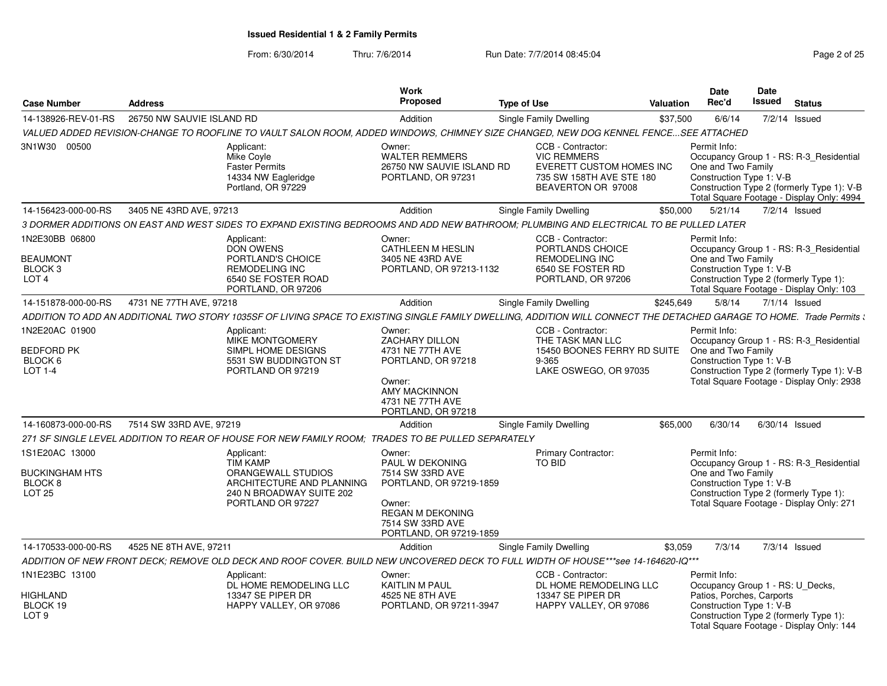# Issued Residential 1 & 2 Family Permits

From: 6/30/2014 Thru: 7/6/2014 Run Date: 7/7/2014 08:45:04

| Case Number | Address | Work Proposed | Type of Use | Valuation | Date Rec'd | Date Issued | Status |
|---|---|---|---|---|---|---|---|
| 14-138926-REV-01-RS | 26750 NW SAUVIE ISLAND RD | Addition | Single Family Dwelling | $37,500 | 6/6/14 | 7/2/14 | Issued |

*VALUED ADDED REVISION-CHANGE TO ROOFLINE TO VAULT SALON ROOM, ADDED WINDOWS, CHIMNEY SIZE CHANGED, NEW DOG KENNEL FENCE...SEE ATTACHED*

3N1W30 00500

Applicant: Mike Coyle, Faster Permits, 14334 NW Eagleridge, Portland, OR 97229

Owner: WALTER REMMERS, 26750 NW SAUVIE ISLAND RD, PORTLAND, OR 97231

CCB - Contractor: VIC REMMERS, EVERETT CUSTOM HOMES INC, 735 SW 158TH AVE STE 180, BEAVERTON OR 97008

Permit Info: Occupancy Group 1 - RS: R-3_Residential One and Two Family; Construction Type 1: V-B; Construction Type 2 (formerly Type 1): V-B; Total Square Footage - Display Only: 4994

---

| Case Number | Address | Work Proposed | Type of Use | Valuation | Date Rec'd | Date Issued | Status |
|---|---|---|---|---|---|---|---|
| 14-156423-000-00-RS | 3405 NE 43RD AVE, 97213 | Addition | Single Family Dwelling | $50,000 | 5/21/14 | 7/2/14 | Issued |

*3 DORMER ADDITIONS ON EAST AND WEST SIDES TO EXPAND EXISTING BEDROOMS AND ADD NEW BATHROOM; PLUMBING AND ELECTRICAL TO BE PULLED LATER*

1N2E30BB 06800; BEAUMONT; BLOCK 3; LOT 4

Applicant: DON OWENS, PORTLAND'S CHOICE REMODELING INC, 6540 SE FOSTER ROAD, PORTLAND, OR 97206

Owner: CATHLEEN M HESLIN, 3405 NE 43RD AVE, PORTLAND, OR 97213-1132

CCB - Contractor: PORTLANDS CHOICE REMODELING INC, 6540 SE FOSTER RD, PORTLAND, OR 97206

Permit Info: Occupancy Group 1 - RS: R-3_Residential One and Two Family; Construction Type 1: V-B; Construction Type 2 (formerly Type 1):; Total Square Footage - Display Only: 103

---

| Case Number | Address | Work Proposed | Type of Use | Valuation | Date Rec'd | Date Issued | Status |
|---|---|---|---|---|---|---|---|
| 14-151878-000-00-RS | 4731 NE 77TH AVE, 97218 | Addition | Single Family Dwelling | $245,649 | 5/8/14 | 7/1/14 | Issued |

*ADDITION TO ADD AN ADDITIONAL TWO STORY 1035SF OF LIVING SPACE TO EXISTING SINGLE FAMILY DWELLING, ADDITION WILL CONNECT THE DETACHED GARAGE TO HOME. Trade Permits :*

1N2E20AC 01900; BEDFORD PK; BLOCK 6; LOT 1-4

Applicant: MIKE MONTGOMERY, SIMPL HOME DESIGNS, 5531 SW BUDDINGTON ST, PORTLAND OR 97219

Owner: ZACHARY DILLON, 4731 NE 77TH AVE, PORTLAND, OR 97218

Owner: AMY MACKINNON, 4731 NE 77TH AVE, PORTLAND, OR 97218

CCB - Contractor: THE TASK MAN LLC, 15450 BOONES FERRY RD SUITE 9-365, LAKE OSWEGO, OR 97035

Permit Info: Occupancy Group 1 - RS: R-3_Residential One and Two Family; Construction Type 1: V-B; Construction Type 2 (formerly Type 1): V-B; Total Square Footage - Display Only: 2938

---

| Case Number | Address | Work Proposed | Type of Use | Valuation | Date Rec'd | Date Issued | Status |
|---|---|---|---|---|---|---|---|
| 14-160873-000-00-RS | 7514 SW 33RD AVE, 97219 | Addition | Single Family Dwelling | $65,000 | 6/30/14 | 6/30/14 | Issued |

*271 SF SINGLE LEVEL ADDITION TO REAR OF HOUSE FOR NEW FAMILY ROOM; TRADES TO BE PULLED SEPARATELY*

1S1E20AC 13000; BUCKINGHAM HTS; BLOCK 8; LOT 25

Applicant: TIM KAMP, ORANGEWALL STUDIOS ARCHITECTURE AND PLANNING, 240 N BROADWAY SUITE 202, PORTLAND OR 97227

Owner: PAUL W DEKONING, 7514 SW 33RD AVE, PORTLAND, OR 97219-1859

Owner: REGAN M DEKONING, 7514 SW 33RD AVE, PORTLAND, OR 97219-1859

Primary Contractor: TO BID

Permit Info: Occupancy Group 1 - RS: R-3_Residential One and Two Family; Construction Type 1: V-B; Construction Type 2 (formerly Type 1):; Total Square Footage - Display Only: 271

---

| Case Number | Address | Work Proposed | Type of Use | Valuation | Date Rec'd | Date Issued | Status |
|---|---|---|---|---|---|---|---|
| 14-170533-000-00-RS | 4525 NE 8TH AVE, 97211 | Addition | Single Family Dwelling | $3,059 | 7/3/14 | 7/3/14 | Issued |

*ADDITION OF NEW FRONT DECK; REMOVE OLD DECK AND ROOF COVER. BUILD NEW UNCOVERED DECK TO FULL WIDTH OF HOUSE***see 14-164620-IQ****

1N1E23BC 13100; HIGHLAND; BLOCK 19; LOT 9

Applicant: DL HOME REMODELING LLC, 13347 SE PIPER DR, HAPPY VALLEY, OR 97086

Owner: KAITLIN M PAUL, 4525 NE 8TH AVE, PORTLAND, OR 97211-3947

CCB - Contractor: DL HOME REMODELING LLC, 13347 SE PIPER DR, HAPPY VALLEY, OR 97086

Permit Info: Occupancy Group 1 - RS: U_Decks, Patios, Porches, Carports; Construction Type 1: V-B; Construction Type 2 (formerly Type 1):; Total Square Footage - Display Only: 144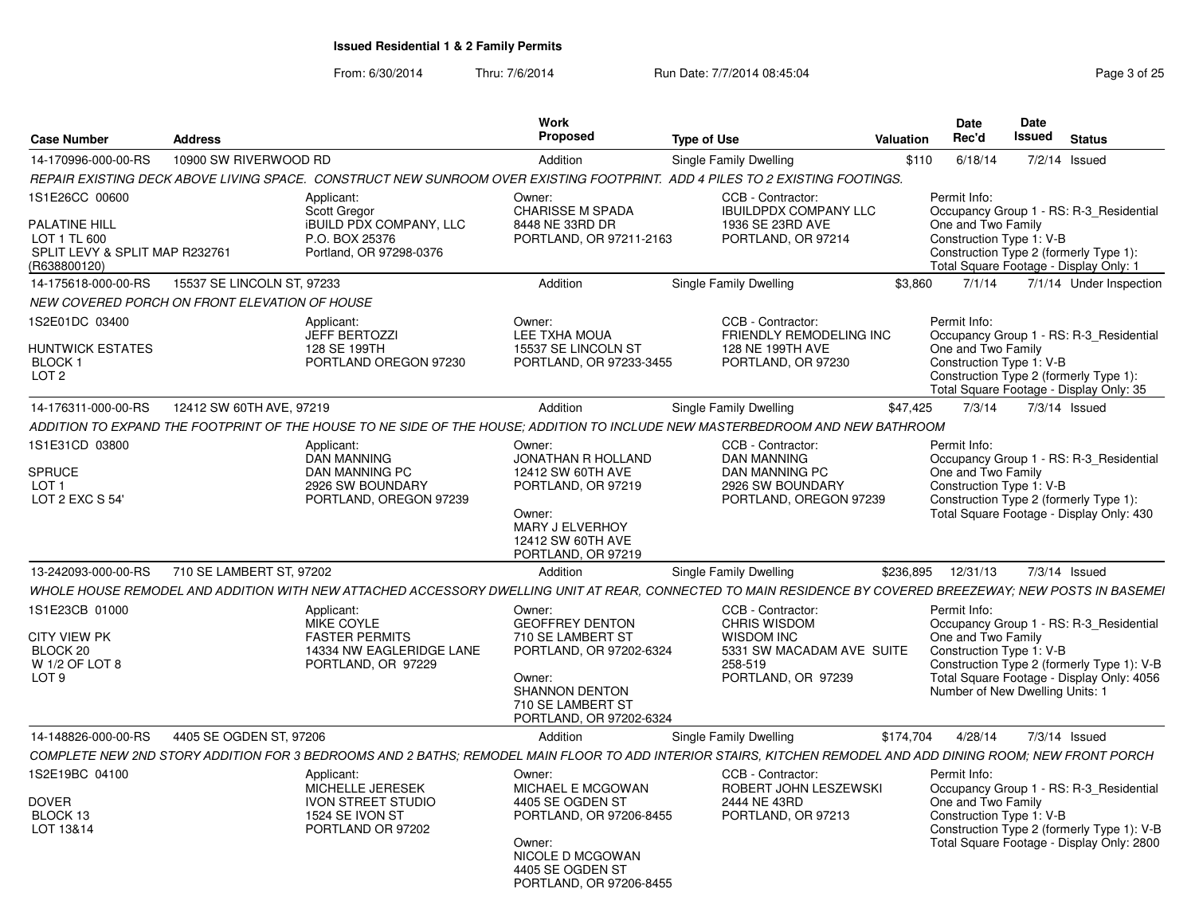**Issued Residential 1 & 2 Family Permits**

From: 6/30/2014 Thru: 7/6/2014 Run Date: 7/7/2014 08:45:04

| Case Number | Address | Work Proposed | Type of Use | Valuation | Date Rec'd | Date Issued | Status |
|---|---|---|---|---|---|---|---|
| 14-170996-000-00-RS | 10900 SW RIVERWOOD RD | Addition | Single Family Dwelling | $110 | 6/18/14 | 7/2/14 | Issued |

*REPAIR EXISTING DECK ABOVE LIVING SPACE. CONSTRUCT NEW SUNROOM OVER EXISTING FOOTPRINT. ADD 4 PILES TO 2 EXISTING FOOTINGS.*

1S1E26CC 00600
PALATINE HILL
LOT 1 TL 600
SPLIT LEVY & SPLIT MAP R232761
(R638800120)

Applicant:
Scott Gregor
iBUILD PDX COMPANY, LLC
P.O. BOX 25376
Portland, OR 97298-0376

Owner:
CHARISSE M SPADA
8448 NE 33RD DR
PORTLAND, OR 97211-2163

CCB - Contractor:
IBUILDPDX COMPANY LLC
1936 SE 23RD AVE
PORTLAND, OR 97214

Permit Info:
Occupancy Group 1 - RS: R-3_Residential One and Two Family
Construction Type 1: V-B
Construction Type 2 (formerly Type 1):
Total Square Footage - Display Only: 1

| Case Number | Address | Work Proposed | Type of Use | Valuation | Date Rec'd | Date Issued | Status |
|---|---|---|---|---|---|---|---|
| 14-175618-000-00-RS | 15537 SE LINCOLN ST, 97233 | Addition | Single Family Dwelling | $3,860 | 7/1/14 | 7/1/14 | Under Inspection |

*NEW COVERED PORCH ON FRONT ELEVATION OF HOUSE*

1S2E01DC 03400
HUNTWICK ESTATES
BLOCK 1
LOT 2

Applicant:
JEFF BERTOZZI
128 SE 199TH
PORTLAND OREGON 97230

Owner:
LEE TXHA MOUA
15537 SE LINCOLN ST
PORTLAND, OR 97233-3455

CCB - Contractor:
FRIENDLY REMODELING INC
128 NE 199TH AVE
PORTLAND, OR 97230

Permit Info:
Occupancy Group 1 - RS: R-3_Residential One and Two Family
Construction Type 1: V-B
Construction Type 2 (formerly Type 1):
Total Square Footage - Display Only: 35

| Case Number | Address | Work Proposed | Type of Use | Valuation | Date Rec'd | Date Issued | Status |
|---|---|---|---|---|---|---|---|
| 14-176311-000-00-RS | 12412 SW 60TH AVE, 97219 | Addition | Single Family Dwelling | $47,425 | 7/3/14 | 7/3/14 | Issued |

*ADDITION TO EXPAND THE FOOTPRINT OF THE HOUSE TO NE SIDE OF THE HOUSE; ADDITION TO INCLUDE NEW MASTERBEDROOM AND NEW BATHROOM*

1S1E31CD 03800
SPRUCE
LOT 1
LOT 2 EXC S 54'

Applicant:
DAN MANNING
DAN MANNING PC
2926 SW BOUNDARY
PORTLAND, OREGON 97239

Owner:
JONATHAN R HOLLAND
12412 SW 60TH AVE
PORTLAND, OR 97219

Owner:
MARY J ELVERHOY
12412 SW 60TH AVE
PORTLAND, OR 97219

CCB - Contractor:
DAN MANNING
DAN MANNING PC
2926 SW BOUNDARY
PORTLAND, OREGON 97239

Permit Info:
Occupancy Group 1 - RS: R-3_Residential One and Two Family
Construction Type 1: V-B
Construction Type 2 (formerly Type 1):
Total Square Footage - Display Only: 430

| Case Number | Address | Work Proposed | Type of Use | Valuation | Date Rec'd | Date Issued | Status |
|---|---|---|---|---|---|---|---|
| 13-242093-000-00-RS | 710 SE LAMBERT ST, 97202 | Addition | Single Family Dwelling | $236,895 | 12/31/13 | 7/3/14 | Issued |

*WHOLE HOUSE REMODEL AND ADDITION WITH NEW ATTACHED ACCESSORY DWELLING UNIT AT REAR, CONNECTED TO MAIN RESIDENCE BY COVERED BREEZEWAY; NEW POSTS IN BASEMEI*

1S1E23CB 01000
CITY VIEW PK
BLOCK 20
W 1/2 OF LOT 8
LOT 9

Applicant:
MIKE COYLE
FASTER PERMITS
14334 NW EAGLERIDGE LANE
PORTLAND, OR 97229

Owner:
GEOFFREY DENTON
710 SE LAMBERT ST
PORTLAND, OR 97202-6324

Owner:
SHANNON DENTON
710 SE LAMBERT ST
PORTLAND, OR 97202-6324

CCB - Contractor:
CHRIS WISDOM
WISDOM INC
5331 SW MACADAM AVE SUITE 258-519
PORTLAND, OR 97239

Permit Info:
Occupancy Group 1 - RS: R-3_Residential One and Two Family
Construction Type 1: V-B
Construction Type 2 (formerly Type 1): V-B
Total Square Footage - Display Only: 4056
Number of New Dwelling Units: 1

| Case Number | Address | Work Proposed | Type of Use | Valuation | Date Rec'd | Date Issued | Status |
|---|---|---|---|---|---|---|---|
| 14-148826-000-00-RS | 4405 SE OGDEN ST, 97206 | Addition | Single Family Dwelling | $174,704 | 4/28/14 | 7/3/14 | Issued |

*COMPLETE NEW 2ND STORY ADDITION FOR 3 BEDROOMS AND 2 BATHS; REMODEL MAIN FLOOR TO ADD INTERIOR STAIRS, KITCHEN REMODEL AND ADD DINING ROOM; NEW FRONT PORCH*

1S2E19BC 04100
DOVER
BLOCK 13
LOT 13&14

Applicant:
MICHELLE JERESEK
IVON STREET STUDIO
1524 SE IVON ST
PORTLAND OR 97202

Owner:
MICHAEL E MCGOWAN
4405 SE OGDEN ST
PORTLAND, OR 97206-8455

Owner:
NICOLE D MCGOWAN
4405 SE OGDEN ST
PORTLAND, OR 97206-8455

CCB - Contractor:
ROBERT JOHN LESZEWSKI
2444 NE 43RD
PORTLAND, OR 97213

Permit Info:
Occupancy Group 1 - RS: R-3_Residential One and Two Family
Construction Type 1: V-B
Construction Type 2 (formerly Type 1): V-B
Total Square Footage - Display Only: 2800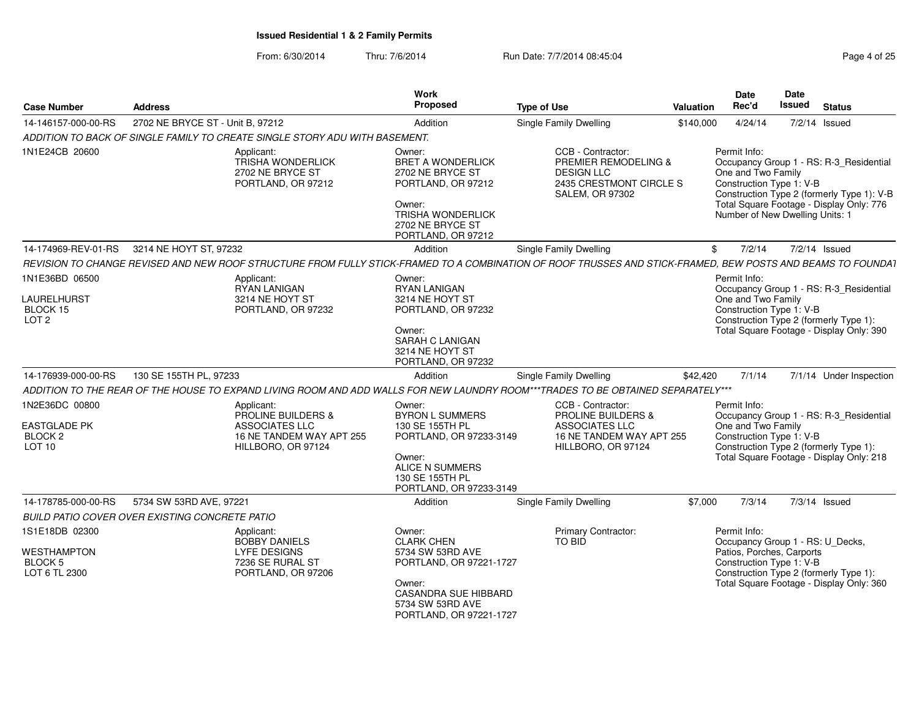**Issued Residential 1 & 2 Family Permits**

From: 6/30/2014 Thru: 7/6/2014 Run Date: 7/7/2014 08:45:04

| Case Number | Address | Work Proposed | Type of Use | Valuation | Date Rec'd | Date Issued | Status |
|---|---|---|---|---|---|---|---|
| 14-146157-000-00-RS | 2702 NE BRYCE ST - Unit B, 97212 | Addition | Single Family Dwelling | $140,000 | 4/24/14 | 7/2/14 | Issued |
| 14-174969-REV-01-RS | 3214 NE HOYT ST, 97232 | Addition | Single Family Dwelling | $ | 7/2/14 | 7/2/14 | Issued |
| 14-176939-000-00-RS | 130 SE 155TH PL, 97233 | Addition | Single Family Dwelling | $42,420 | 7/1/14 | 7/1/14 | Under Inspection |
| 14-178785-000-00-RS | 5734 SW 53RD AVE, 97221 | Addition | Single Family Dwelling | $7,000 | 7/3/14 | 7/3/14 | Issued |

**14-146157-000-00-RS** — 2702 NE BRYCE ST - Unit B, 97212

*ADDITION TO BACK OF SINGLE FAMILY TO CREATE SINGLE STORY ADU WITH BASEMENT.*

1N1E24CB 20600

Applicant: TRISHA WONDERLICK, 2702 NE BRYCE ST, PORTLAND, OR 97212

Owner: BRET A WONDERLICK, 2702 NE BRYCE ST, PORTLAND, OR 97212

Owner: TRISHA WONDERLICK, 2702 NE BRYCE ST, PORTLAND, OR 97212

CCB - Contractor: PREMIER REMODELING & DESIGN LLC, 2435 CRESTMONT CIRCLE S, SALEM, OR 97302

Permit Info:
Occupancy Group 1 - RS: R-3_Residential One and Two Family
Construction Type 1: V-B
Construction Type 2 (formerly Type 1): V-B
Total Square Footage - Display Only: 776
Number of New Dwelling Units: 1

**14-174969-REV-01-RS** — 3214 NE HOYT ST, 97232

*REVISION TO CHANGE REVISED AND NEW ROOF STRUCTURE FROM FULLY STICK-FRAMED TO A COMBINATION OF ROOF TRUSSES AND STICK-FRAMED, BEW POSTS AND BEAMS TO FOUNDAT*

1N1E36BD 06500
LAURELHURST
BLOCK 15
LOT 2

Applicant: RYAN LANIGAN, 3214 NE HOYT ST, PORTLAND, OR 97232

Owner: RYAN LANIGAN, 3214 NE HOYT ST, PORTLAND, OR 97232

Owner: SARAH C LANIGAN, 3214 NE HOYT ST, PORTLAND, OR 97232

Permit Info:
Occupancy Group 1 - RS: R-3_Residential One and Two Family
Construction Type 1: V-B
Construction Type 2 (formerly Type 1):
Total Square Footage - Display Only: 390

**14-176939-000-00-RS** — 130 SE 155TH PL, 97233

*ADDITION TO THE REAR OF THE HOUSE TO EXPAND LIVING ROOM AND ADD WALLS FOR NEW LAUNDRY ROOM***TRADES TO BE OBTAINED SEPARATELY****

1N2E36DC 00800
EASTGLADE PK
BLOCK 2
LOT 10

Applicant: PROLINE BUILDERS & ASSOCIATES LLC, 16 NE TANDEM WAY APT 255, HILLBORO, OR 97124

Owner: BYRON L SUMMERS, 130 SE 155TH PL, PORTLAND, OR 97233-3149

Owner: ALICE N SUMMERS, 130 SE 155TH PL, PORTLAND, OR 97233-3149

CCB - Contractor: PROLINE BUILDERS & ASSOCIATES LLC, 16 NE TANDEM WAY APT 255, HILLBORO, OR 97124

Permit Info:
Occupancy Group 1 - RS: R-3_Residential One and Two Family
Construction Type 1: V-B
Construction Type 2 (formerly Type 1):
Total Square Footage - Display Only: 218

**14-178785-000-00-RS** — 5734 SW 53RD AVE, 97221

*BUILD PATIO COVER OVER EXISTING CONCRETE PATIO*

1S1E18DB 02300
WESTHAMPTON
BLOCK 5
LOT 6 TL 2300

Applicant: BOBBY DANIELS, LYFE DESIGNS, 7236 SE RURAL ST, PORTLAND, OR 97206

Owner: CLARK CHEN, 5734 SW 53RD AVE, PORTLAND, OR 97221-1727

Owner: CASANDRA SUE HIBBARD, 5734 SW 53RD AVE, PORTLAND, OR 97221-1727

Primary Contractor: TO BID

Permit Info:
Occupancy Group 1 - RS: U_Decks, Patios, Porches, Carports
Construction Type 1: V-B
Construction Type 2 (formerly Type 1):
Total Square Footage - Display Only: 360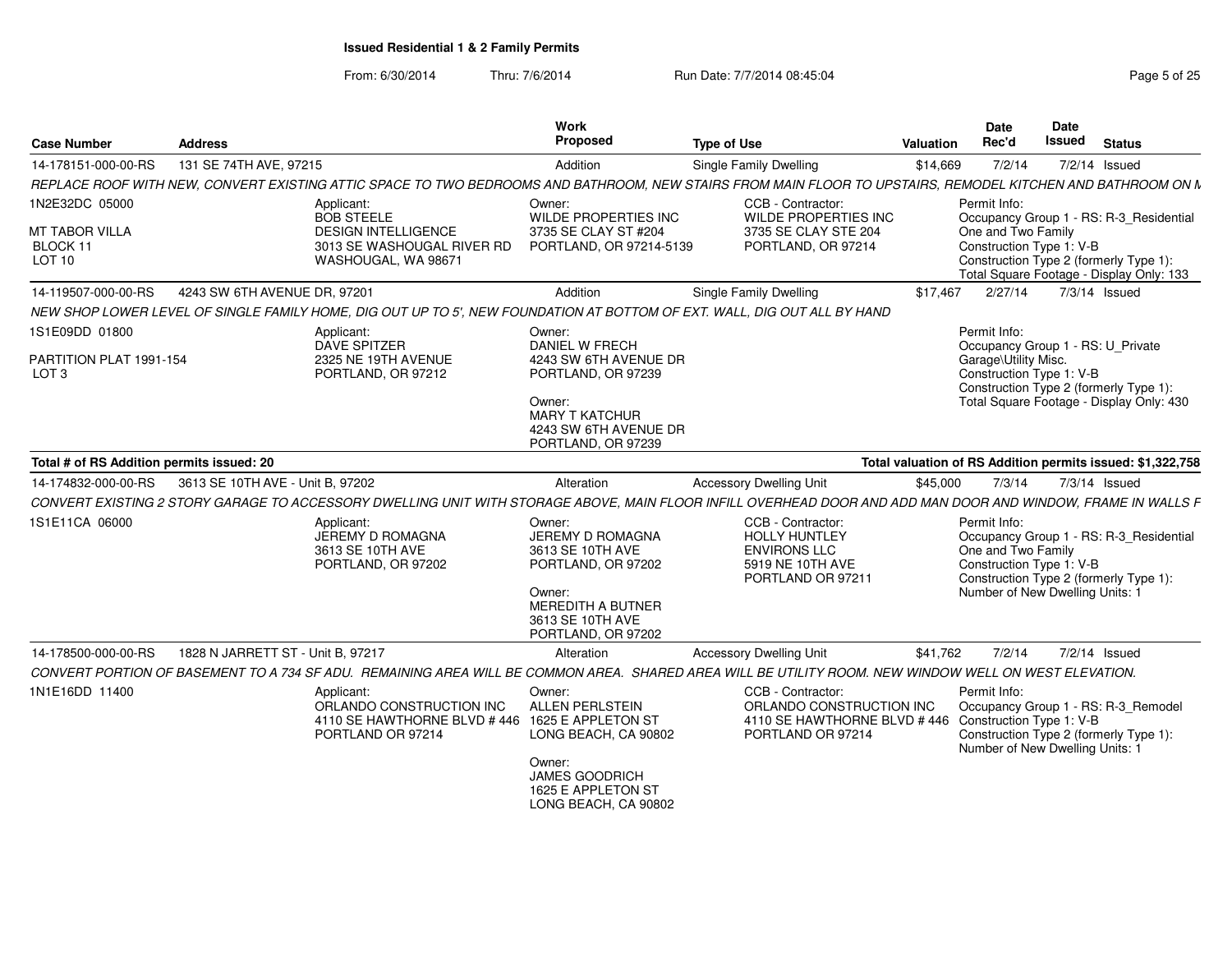# Issued Residential 1 & 2 Family Permits

From: 6/30/2014 Thru: 7/6/2014 Run Date: 7/7/2014 08:45:04

| Case Number | Address | Work Proposed | Type of Use | Valuation | Date Rec'd | Date Issued | Status |
|---|---|---|---|---|---|---|---|
| 14-178151-000-00-RS | 131 SE 74TH AVE, 97215 | Addition | Single Family Dwelling | $14,669 | 7/2/14 | 7/2/14 | Issued |

REPLACE ROOF WITH NEW, CONVERT EXISTING ATTIC SPACE TO TWO BEDROOMS AND BATHROOM, NEW STAIRS FROM MAIN FLOOR TO UPSTAIRS, REMODEL KITCHEN AND BATHROOM ON M

1N2E32DC 05000
MT TABOR VILLA
BLOCK 11
LOT 10

Applicant:
BOB STEELE
DESIGN INTELLIGENCE
3013 SE WASHOUGAL RIVER RD
WASHOUGAL, WA 98671

Owner:
WILDE PROPERTIES INC
3735 SE CLAY ST #204
PORTLAND, OR 97214-5139

CCB - Contractor:
WILDE PROPERTIES INC
3735 SE CLAY STE 204
PORTLAND, OR 97214

Permit Info:
Occupancy Group 1 - RS: R-3_Residential One and Two Family
Construction Type 1: V-B
Construction Type 2 (formerly Type 1):
Total Square Footage - Display Only: 133

| Case Number | Address | Work Proposed | Type of Use | Valuation | Date Rec'd | Date Issued | Status |
|---|---|---|---|---|---|---|---|
| 14-119507-000-00-RS | 4243 SW 6TH AVENUE DR, 97201 | Addition | Single Family Dwelling | $17,467 | 2/27/14 | 7/3/14 | Issued |

NEW SHOP LOWER LEVEL OF SINGLE FAMILY HOME, DIG OUT UP TO 5', NEW FOUNDATION AT BOTTOM OF EXT. WALL, DIG OUT ALL BY HAND

1S1E09DD 01800
PARTITION PLAT 1991-154
LOT 3

Applicant:
DAVE SPITZER
2325 NE 19TH AVENUE
PORTLAND, OR 97212

Owner:
DANIEL W FRECH
4243 SW 6TH AVENUE DR
PORTLAND, OR 97239

Owner:
MARY T KATCHUR
4243 SW 6TH AVENUE DR
PORTLAND, OR 97239

Permit Info:
Occupancy Group 1 - RS: U_Private Garage\Utility Misc.
Construction Type 1: V-B
Construction Type 2 (formerly Type 1):
Total Square Footage - Display Only: 430

**Total # of RS Addition permits issued: 20**

**Total valuation of RS Addition permits issued: $1,322,758**

| Case Number | Address | Work Proposed | Type of Use | Valuation | Date Rec'd | Date Issued | Status |
|---|---|---|---|---|---|---|---|
| 14-174832-000-00-RS | 3613 SE 10TH AVE - Unit B, 97202 | Alteration | Accessory Dwelling Unit | $45,000 | 7/3/14 | 7/3/14 | Issued |

CONVERT EXISTING 2 STORY GARAGE TO ACCESSORY DWELLING UNIT WITH STORAGE ABOVE, MAIN FLOOR INFILL OVERHEAD DOOR AND ADD MAN DOOR AND WINDOW, FRAME IN WALLS F

1S1E11CA 06000

Applicant:
JEREMY D ROMAGNA
3613 SE 10TH AVE
PORTLAND, OR 97202

Owner:
JEREMY D ROMAGNA
3613 SE 10TH AVE
PORTLAND, OR 97202

Owner:
MEREDITH A BUTNER
3613 SE 10TH AVE
PORTLAND, OR 97202

CCB - Contractor:
HOLLY HUNTLEY
ENVIRONS LLC
5919 NE 10TH AVE
PORTLAND OR 97211

Permit Info:
Occupancy Group 1 - RS: R-3_Residential One and Two Family
Construction Type 1: V-B
Construction Type 2 (formerly Type 1):
Number of New Dwelling Units: 1

| Case Number | Address | Work Proposed | Type of Use | Valuation | Date Rec'd | Date Issued | Status |
|---|---|---|---|---|---|---|---|
| 14-178500-000-00-RS | 1828 N JARRETT ST - Unit B, 97217 | Alteration | Accessory Dwelling Unit | $41,762 | 7/2/14 | 7/2/14 | Issued |

CONVERT PORTION OF BASEMENT TO A 734 SF ADU. REMAINING AREA WILL BE COMMON AREA. SHARED AREA WILL BE UTILITY ROOM. NEW WINDOW WELL ON WEST ELEVATION.

1N1E16DD 11400

Applicant:
ORLANDO CONSTRUCTION INC
4110 SE HAWTHORNE BLVD # 446
PORTLAND OR 97214

Owner:
ALLEN PERLSTEIN
1625 E APPLETON ST
LONG BEACH, CA 90802

Owner:
JAMES GOODRICH
1625 E APPLETON ST
LONG BEACH, CA 90802

CCB - Contractor:
ORLANDO CONSTRUCTION INC
4110 SE HAWTHORNE BLVD # 446
PORTLAND OR 97214

Permit Info:
Occupancy Group 1 - RS: R-3_Remodel
Construction Type 1: V-B
Construction Type 2 (formerly Type 1):
Number of New Dwelling Units: 1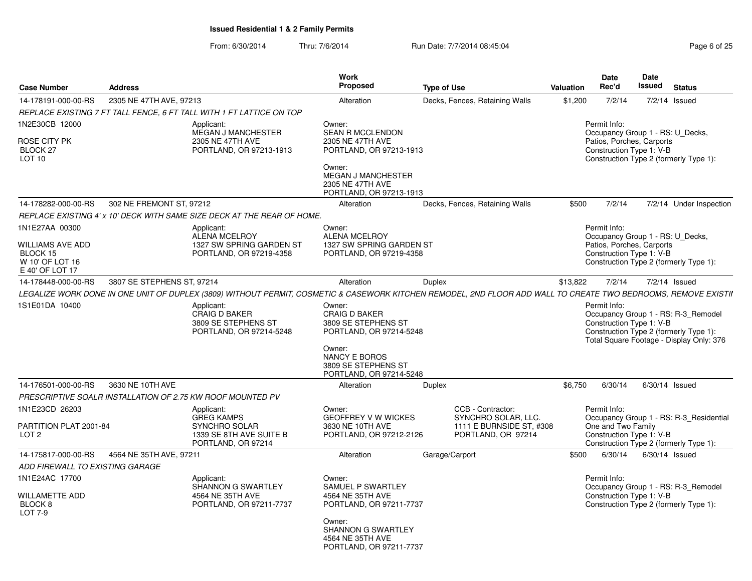**Issued Residential 1 & 2 Family Permits**

From: 6/30/2014 Thru: 7/6/2014 Run Date: 7/7/2014 08:45:04

| Case Number | Address | Work Proposed | Type of Use | Valuation | Date Rec'd | Date Issued | Status |
|---|---|---|---|---|---|---|---|
| 14-178191-000-00-RS | 2305 NE 47TH AVE, 97213 | Alteration | Decks, Fences, Retaining Walls | $1,200 | 7/2/14 | 7/2/14 | Issued |

*REPLACE EXISTING 7 FT TALL FENCE, 6 FT TALL WITH 1 FT LATTICE ON TOP*

1N2E30CB 12000
ROSE CITY PK
BLOCK 27
LOT 10

Applicant:
MEGAN J MANCHESTER
2305 NE 47TH AVE
PORTLAND, OR 97213-1913

Owner:
SEAN R MCCLENDON
2305 NE 47TH AVE
PORTLAND, OR 97213-1913

Owner:
MEGAN J MANCHESTER
2305 NE 47TH AVE
PORTLAND, OR 97213-1913

Permit Info:
Occupancy Group 1 - RS: U_Decks, Patios, Porches, Carports
Construction Type 1: V-B
Construction Type 2 (formerly Type 1):

| Case Number | Address | Work Proposed | Type of Use | Valuation | Date Rec'd | Date Issued | Status |
|---|---|---|---|---|---|---|---|
| 14-178282-000-00-RS | 302 NE FREMONT ST, 97212 | Alteration | Decks, Fences, Retaining Walls | $500 | 7/2/14 | 7/2/14 | Under Inspection |

*REPLACE EXISTING 4' x 10' DECK WITH SAME SIZE DECK AT THE REAR OF HOME.*

1N1E27AA 00300
WILLIAMS AVE ADD
BLOCK 15
W 10' OF LOT 16
E 40' OF LOT 17

Applicant:
ALENA MCELROY
1327 SW SPRING GARDEN ST
PORTLAND, OR 97219-4358

Owner:
ALENA MCELROY
1327 SW SPRING GARDEN ST
PORTLAND, OR 97219-4358

Permit Info:
Occupancy Group 1 - RS: U_Decks, Patios, Porches, Carports
Construction Type 1: V-B
Construction Type 2 (formerly Type 1):

| Case Number | Address | Work Proposed | Type of Use | Valuation | Date Rec'd | Date Issued | Status |
|---|---|---|---|---|---|---|---|
| 14-178448-000-00-RS | 3807 SE STEPHENS ST, 97214 | Alteration | Duplex | $13,822 | 7/2/14 | 7/2/14 | Issued |

*LEGALIZE WORK DONE IN ONE UNIT OF DUPLEX (3809) WITHOUT PERMIT, COSMETIC & CASEWORK KITCHEN REMODEL, 2ND FLOOR ADD WALL TO CREATE TWO BEDROOMS, REMOVE EXISTI*

1S1E01DA 10400

Applicant:
CRAIG D BAKER
3809 SE STEPHENS ST
PORTLAND, OR 97214-5248

Owner:
CRAIG D BAKER
3809 SE STEPHENS ST
PORTLAND, OR 97214-5248

Owner:
NANCY E BOROS
3809 SE STEPHENS ST
PORTLAND, OR 97214-5248

Permit Info:
Occupancy Group 1 - RS: R-3_Remodel
Construction Type 1: V-B
Construction Type 2 (formerly Type 1):
Total Square Footage - Display Only: 376

| Case Number | Address | Work Proposed | Type of Use | Valuation | Date Rec'd | Date Issued | Status |
|---|---|---|---|---|---|---|---|
| 14-176501-000-00-RS | 3630 NE 10TH AVE | Alteration | Duplex | $6,750 | 6/30/14 | 6/30/14 | Issued |

*PRESCRIPTIVE SOALR INSTALLATION OF 2.75 KW ROOF MOUNTED PV*

1N1E23CD 26203
PARTITION PLAT 2001-84
LOT 2

Applicant:
GREG KAMPS
SYNCHRO SOLAR
1339 SE 8TH AVE SUITE B
PORTLAND, OR 97214

Owner:
GEOFFREY V W WICKES
3630 NE 10TH AVE
PORTLAND, OR 97212-2126

CCB - Contractor:
SYNCHRO SOLAR, LLC.
1111 E BURNSIDE ST, #308
PORTLAND, OR 97214

Permit Info:
Occupancy Group 1 - RS: R-3_Residential One and Two Family
Construction Type 1: V-B
Construction Type 2 (formerly Type 1):

| Case Number | Address | Work Proposed | Type of Use | Valuation | Date Rec'd | Date Issued | Status |
|---|---|---|---|---|---|---|---|
| 14-175817-000-00-RS | 4564 NE 35TH AVE, 97211 | Alteration | Garage/Carport | $500 | 6/30/14 | 6/30/14 | Issued |

*ADD FIREWALL TO EXISTING GARAGE*

1N1E24AC 17700
WILLAMETTE ADD
BLOCK 8
LOT 7-9

Applicant:
SHANNON G SWARTLEY
4564 NE 35TH AVE
PORTLAND, OR 97211-7737

Owner:
SAMUEL P SWARTLEY
4564 NE 35TH AVE
PORTLAND, OR 97211-7737

Owner:
SHANNON G SWARTLEY
4564 NE 35TH AVE
PORTLAND, OR 97211-7737

Permit Info:
Occupancy Group 1 - RS: R-3_Remodel
Construction Type 1: V-B
Construction Type 2 (formerly Type 1):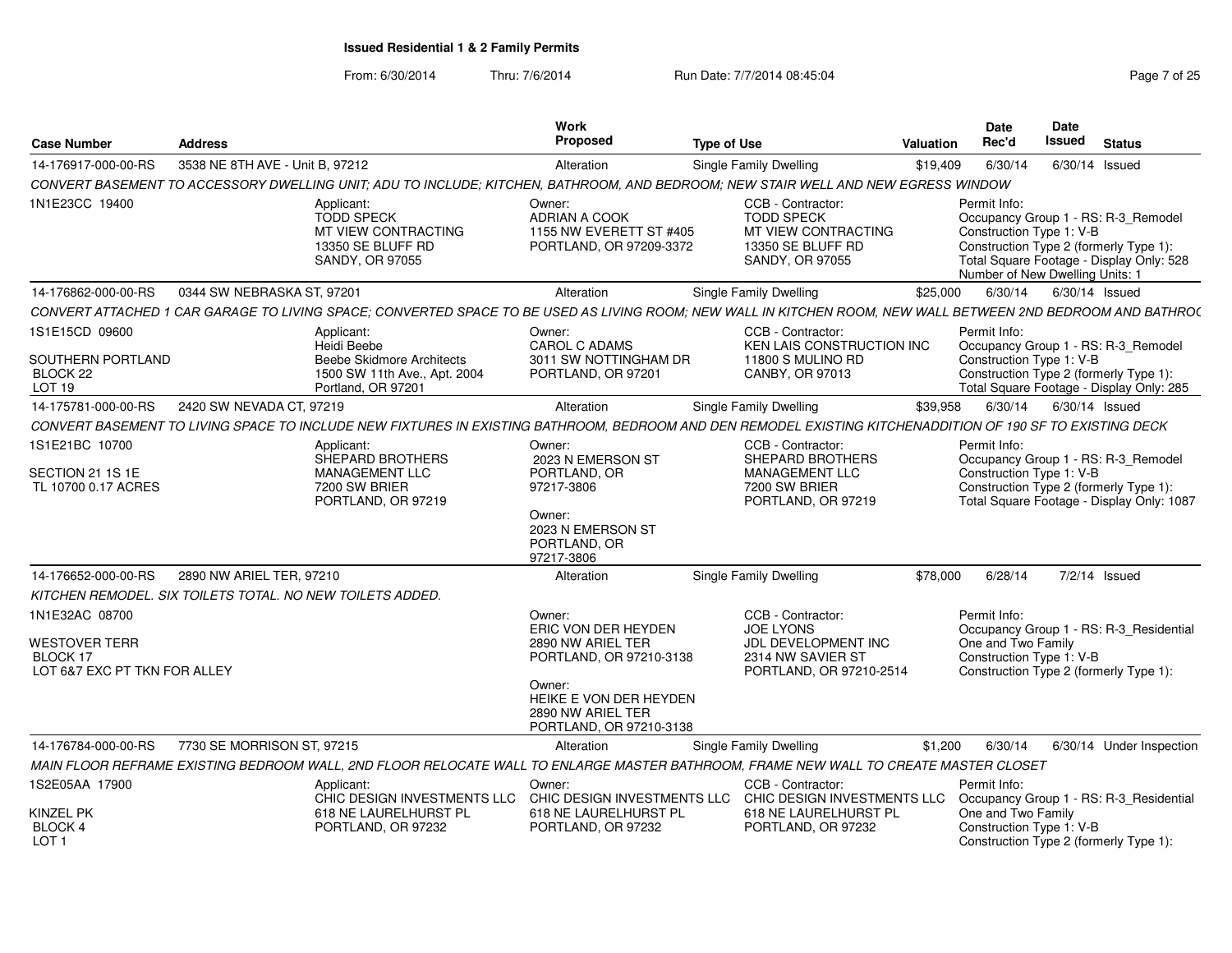# Issued Residential 1 & 2 Family Permits

From: 6/30/2014 Thru: 7/6/2014 Run Date: 7/7/2014 08:45:04

| Case Number | Address | Work Proposed | Type of Use | Valuation | Date Rec'd | Date Issued | Status |
|---|---|---|---|---|---|---|---|
| 14-176917-000-00-RS | 3538 NE 8TH AVE - Unit B, 97212 | Alteration | Single Family Dwelling | $19,409 | 6/30/14 | 6/30/14 | Issued |

*CONVERT BASEMENT TO ACCESSORY DWELLING UNIT; ADU TO INCLUDE; KITCHEN, BATHROOM, AND BEDROOM; NEW STAIR WELL AND NEW EGRESS WINDOW*

1N1E23CC 19400

Applicant: TODD SPECK, MT VIEW CONTRACTING, 13350 SE BLUFF RD, SANDY, OR 97055

Owner: ADRIAN A COOK, 1155 NW EVERETT ST #405, PORTLAND, OR 97209-3372

CCB - Contractor: TODD SPECK, MT VIEW CONTRACTING, 13350 SE BLUFF RD, SANDY, OR 97055

Permit Info: Occupancy Group 1 - RS: R-3_Remodel; Construction Type 1: V-B; Construction Type 2 (formerly Type 1):; Total Square Footage - Display Only: 528; Number of New Dwelling Units: 1

| Case Number | Address | Work Proposed | Type of Use | Valuation | Date Rec'd | Date Issued | Status |
|---|---|---|---|---|---|---|---|
| 14-176862-000-00-RS | 0344 SW NEBRASKA ST, 97201 | Alteration | Single Family Dwelling | $25,000 | 6/30/14 | 6/30/14 | Issued |

*CONVERT ATTACHED 1 CAR GARAGE TO LIVING SPACE; CONVERTED SPACE TO BE USED AS LIVING ROOM; NEW WALL IN KITCHEN ROOM, NEW WALL BETWEEN 2ND BEDROOM AND BATHRO(*

1S1E15CD 09600; SOUTHERN PORTLAND; BLOCK 22; LOT 19

Applicant: Heidi Beebe, Beebe Skidmore Architects, 1500 SW 11th Ave., Apt. 2004, Portland, OR 97201

Owner: CAROL C ADAMS, 3011 SW NOTTINGHAM DR, PORTLAND, OR 97201

CCB - Contractor: KEN LAIS CONSTRUCTION INC, 11800 S MULINO RD, CANBY, OR 97013

Permit Info: Occupancy Group 1 - RS: R-3_Remodel; Construction Type 1: V-B; Construction Type 2 (formerly Type 1):; Total Square Footage - Display Only: 285

| Case Number | Address | Work Proposed | Type of Use | Valuation | Date Rec'd | Date Issued | Status |
|---|---|---|---|---|---|---|---|
| 14-175781-000-00-RS | 2420 SW NEVADA CT, 97219 | Alteration | Single Family Dwelling | $39,958 | 6/30/14 | 6/30/14 | Issued |

*CONVERT BASEMENT TO LIVING SPACE TO INCLUDE NEW FIXTURES IN EXISTING BATHROOM, BEDROOM AND DEN REMODEL EXISTING KITCHENADDITION OF 190 SF TO EXISTING DECK*

1S1E21BC 10700; SECTION 21 1S 1E; TL 10700 0.17 ACRES

Applicant: SHEPARD BROTHERS MANAGEMENT LLC, 7200 SW BRIER, PORTLAND, OR 97219

Owner: 2023 N EMERSON ST, PORTLAND, OR 97217-3806

Owner: 2023 N EMERSON ST, PORTLAND, OR 97217-3806

CCB - Contractor: SHEPARD BROTHERS MANAGEMENT LLC, 7200 SW BRIER, PORTLAND, OR 97219

Permit Info: Occupancy Group 1 - RS: R-3_Remodel; Construction Type 1: V-B; Construction Type 2 (formerly Type 1):; Total Square Footage - Display Only: 1087

| Case Number | Address | Work Proposed | Type of Use | Valuation | Date Rec'd | Date Issued | Status |
|---|---|---|---|---|---|---|---|
| 14-176652-000-00-RS | 2890 NW ARIEL TER, 97210 | Alteration | Single Family Dwelling | $78,000 | 6/28/14 | 7/2/14 | Issued |

*KITCHEN REMODEL. SIX TOILETS TOTAL. NO NEW TOILETS ADDED.*

1N1E32AC 08700; WESTOVER TERR; BLOCK 17; LOT 6&7 EXC PT TKN FOR ALLEY

Owner: ERIC VON DER HEYDEN, 2890 NW ARIEL TER, PORTLAND, OR 97210-3138

Owner: HEIKE E VON DER HEYDEN, 2890 NW ARIEL TER, PORTLAND, OR 97210-3138

CCB - Contractor: JOE LYONS, JDL DEVELOPMENT INC, 2314 NW SAVIER ST, PORTLAND, OR 97210-2514

Permit Info: Occupancy Group 1 - RS: R-3_Residential One and Two Family; Construction Type 1: V-B; Construction Type 2 (formerly Type 1):

| Case Number | Address | Work Proposed | Type of Use | Valuation | Date Rec'd | Date Issued | Status |
|---|---|---|---|---|---|---|---|
| 14-176784-000-00-RS | 7730 SE MORRISON ST, 97215 | Alteration | Single Family Dwelling | $1,200 | 6/30/14 | 6/30/14 | Under Inspection |

*MAIN FLOOR REFRAME EXISTING BEDROOM WALL, 2ND FLOOR RELOCATE WALL TO ENLARGE MASTER BATHROOM, FRAME NEW WALL TO CREATE MASTER CLOSET*

1S2E05AA 17900; KINZEL PK; BLOCK 4; LOT 1

Applicant: CHIC DESIGN INVESTMENTS LLC, 618 NE LAURELHURST PL, PORTLAND, OR 97232

Owner: CHIC DESIGN INVESTMENTS LLC, 618 NE LAURELHURST PL, PORTLAND, OR 97232

CCB - Contractor: CHIC DESIGN INVESTMENTS LLC, 618 NE LAURELHURST PL, PORTLAND, OR 97232

Permit Info: Occupancy Group 1 - RS: R-3_Residential One and Two Family; Construction Type 1: V-B; Construction Type 2 (formerly Type 1):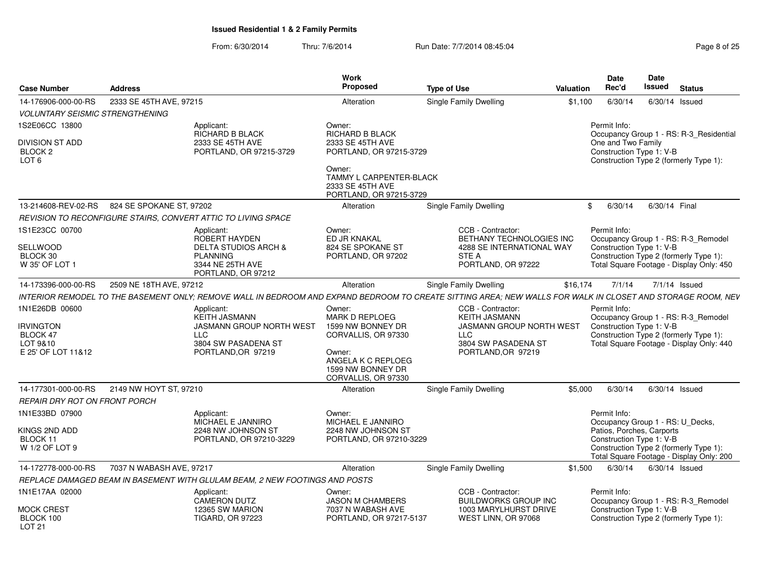**Issued Residential 1 & 2 Family Permits**

From: 6/30/2014 Thru: 7/6/2014 Run Date: 7/7/2014 08:45:04

| Case Number | Address | Work Proposed | Type of Use | Valuation | Date Rec'd | Date Issued | Status |
|---|---|---|---|---|---|---|---|
| 14-176906-000-00-RS | 2333 SE 45TH AVE, 97215 | Alteration | Single Family Dwelling | $1,100 | 6/30/14 | 6/30/14 | Issued |

*VOLUNTARY SEISMIC STRENGTHENING*

1S2E06CC 13800
DIVISION ST ADD
BLOCK 2
LOT 6

Applicant:
RICHARD B BLACK
2333 SE 45TH AVE
PORTLAND, OR 97215-3729

Owner:
RICHARD B BLACK
2333 SE 45TH AVE
PORTLAND, OR 97215-3729

Owner:
TAMMY L CARPENTER-BLACK
2333 SE 45TH AVE
PORTLAND, OR 97215-3729

Permit Info:
Occupancy Group 1 - RS: R-3_Residential One and Two Family
Construction Type 1: V-B
Construction Type 2 (formerly Type 1):

---

| Case Number | Address | Work Proposed | Type of Use | Valuation | Date Rec'd | Date Issued | Status |
|---|---|---|---|---|---|---|---|
| 13-214608-REV-02-RS | 824 SE SPOKANE ST, 97202 | Alteration | Single Family Dwelling | $ | 6/30/14 | 6/30/14 | Final |

*REVISION TO RECONFIGURE STAIRS, CONVERT ATTIC TO LIVING SPACE*

1S1E23CC 00700
SELLWOOD
BLOCK 30
W 35' OF LOT 1

Applicant:
ROBERT HAYDEN
DELTA STUDIOS ARCH & PLANNING
3344 NE 25TH AVE
PORTLAND, OR 97212

Owner:
ED JR KNAKAL
824 SE SPOKANE ST
PORTLAND, OR 97202

CCB - Contractor:
BETHANY TECHNOLOGIES INC
4288 SE INTERNATIONAL WAY
STE A
PORTLAND, OR 97222

Permit Info:
Occupancy Group 1 - RS: R-3_Remodel
Construction Type 1: V-B
Construction Type 2 (formerly Type 1):
Total Square Footage - Display Only: 450

---

| Case Number | Address | Work Proposed | Type of Use | Valuation | Date Rec'd | Date Issued | Status |
|---|---|---|---|---|---|---|---|
| 14-173396-000-00-RS | 2509 NE 18TH AVE, 97212 | Alteration | Single Family Dwelling | $16,174 | 7/1/14 | 7/1/14 | Issued |

*INTERIOR REMODEL TO THE BASEMENT ONLY; REMOVE WALL IN BEDROOM AND EXPAND BEDROOM TO CREATE SITTING AREA; NEW WALLS FOR WALK IN CLOSET AND STORAGE ROOM, NEV*

1N1E26DB 00600
IRVINGTON
BLOCK 47
LOT 9&10
E 25' OF LOT 11&12

Applicant:
KEITH JASMANN
JASMANN GROUP NORTH WEST LLC
3804 SW PASADENA ST
PORTLAND,OR 97219

Owner:
MARK D REPLOEG
1599 NW BONNEY DR
CORVALLIS, OR 97330

Owner:
ANGELA K C REPLOEG
1599 NW BONNEY DR
CORVALLIS, OR 97330

CCB - Contractor:
KEITH JASMANN
JASMANN GROUP NORTH WEST LLC
3804 SW PASADENA ST
PORTLAND,OR 97219

Permit Info:
Occupancy Group 1 - RS: R-3_Remodel
Construction Type 1: V-B
Construction Type 2 (formerly Type 1):
Total Square Footage - Display Only: 440

---

| Case Number | Address | Work Proposed | Type of Use | Valuation | Date Rec'd | Date Issued | Status |
|---|---|---|---|---|---|---|---|
| 14-177301-000-00-RS | 2149 NW HOYT ST, 97210 | Alteration | Single Family Dwelling | $5,000 | 6/30/14 | 6/30/14 | Issued |

*REPAIR DRY ROT ON FRONT PORCH*

1N1E33BD 07900
KINGS 2ND ADD
BLOCK 11
W 1/2 OF LOT 9

Applicant:
MICHAEL E JANNIRO
2248 NW JOHNSON ST
PORTLAND, OR 97210-3229

Owner:
MICHAEL E JANNIRO
2248 NW JOHNSON ST
PORTLAND, OR 97210-3229

Permit Info:
Occupancy Group 1 - RS: U_Decks, Patios, Porches, Carports
Construction Type 1: V-B
Construction Type 2 (formerly Type 1):
Total Square Footage - Display Only: 200

---

| Case Number | Address | Work Proposed | Type of Use | Valuation | Date Rec'd | Date Issued | Status |
|---|---|---|---|---|---|---|---|
| 14-172778-000-00-RS | 7037 N WABASH AVE, 97217 | Alteration | Single Family Dwelling | $1,500 | 6/30/14 | 6/30/14 | Issued |

*REPLACE DAMAGED BEAM IN BASEMENT WITH GLULAM BEAM, 2 NEW FOOTINGS AND POSTS*

1N1E17AA 02000
MOCK CREST
BLOCK 100
LOT 21

Applicant:
CAMERON DUTZ
12365 SW MARION
TIGARD, OR 97223

Owner:
JASON M CHAMBERS
7037 N WABASH AVE
PORTLAND, OR 97217-5137

CCB - Contractor:
BUILDWORKS GROUP INC
1003 MARYLHURST DRIVE
WEST LINN, OR 97068

Permit Info:
Occupancy Group 1 - RS: R-3_Remodel
Construction Type 1: V-B
Construction Type 2 (formerly Type 1):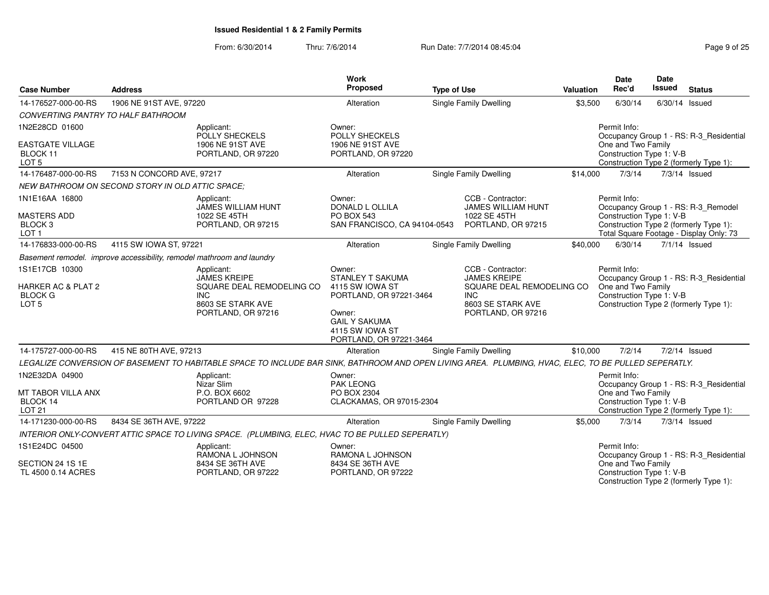## Issued Residential 1 & 2 Family Permits

From: 6/30/2014 Thru: 7/6/2014 Run Date: 7/7/2014 08:45:04

| Case Number | Address | Work Proposed | Type of Use | Valuation | Date Rec'd | Date Issued | Status |
|---|---|---|---|---|---|---|---|
| 14-176527-000-00-RS | 1906 NE 91ST AVE, 97220 | Alteration | Single Family Dwelling | $3,500 | 6/30/14 | 6/30/14 | Issued |

*CONVERTING PANTRY TO HALF BATHROOM*

1N2E28CD 01600
EASTGATE VILLAGE
BLOCK 11
LOT 5

Applicant:
POLLY SHECKELS
1906 NE 91ST AVE
PORTLAND, OR 97220

Owner:
POLLY SHECKELS
1906 NE 91ST AVE
PORTLAND, OR 97220

Permit Info:
Occupancy Group 1 - RS: R-3_Residential One and Two Family
Construction Type 1: V-B
Construction Type 2 (formerly Type 1):

| Case Number | Address | Work Proposed | Type of Use | Valuation | Date Rec'd | Date Issued | Status |
|---|---|---|---|---|---|---|---|
| 14-176487-000-00-RS | 7153 N CONCORD AVE, 97217 | Alteration | Single Family Dwelling | $14,000 | 7/3/14 | 7/3/14 | Issued |

*NEW BATHROOM ON SECOND STORY IN OLD ATTIC SPACE;*

1N1E16AA 16800
MASTERS ADD
BLOCK 3
LOT 1

Applicant:
JAMES WILLIAM HUNT
1022 SE 45TH
PORTLAND, OR 97215

Owner:
DONALD L OLLILA
PO BOX 543
SAN FRANCISCO, CA 94104-0543

CCB - Contractor:
JAMES WILLIAM HUNT
1022 SE 45TH
PORTLAND, OR 97215

Permit Info:
Occupancy Group 1 - RS: R-3_Remodel
Construction Type 1: V-B
Construction Type 2 (formerly Type 1):
Total Square Footage - Display Only: 73

| Case Number | Address | Work Proposed | Type of Use | Valuation | Date Rec'd | Date Issued | Status |
|---|---|---|---|---|---|---|---|
| 14-176833-000-00-RS | 4115 SW IOWA ST, 97221 | Alteration | Single Family Dwelling | $40,000 | 6/30/14 | 7/1/14 | Issued |

*Basement remodel. improve accessibility, remodel mathroom and laundry*

1S1E17CB 10300
HARKER AC & PLAT 2
BLOCK G
LOT 5

Applicant:
JAMES KREIPE
SQUARE DEAL REMODELING CO INC
8603 SE STARK AVE
PORTLAND, OR 97216

Owner:
STANLEY T SAKUMA
4115 SW IOWA ST
PORTLAND, OR 97221-3464

Owner:
GAIL Y SAKUMA
4115 SW IOWA ST
PORTLAND, OR 97221-3464

CCB - Contractor:
JAMES KREIPE
SQUARE DEAL REMODELING CO INC
8603 SE STARK AVE
PORTLAND, OR 97216

Permit Info:
Occupancy Group 1 - RS: R-3_Residential One and Two Family
Construction Type 1: V-B
Construction Type 2 (formerly Type 1):

| Case Number | Address | Work Proposed | Type of Use | Valuation | Date Rec'd | Date Issued | Status |
|---|---|---|---|---|---|---|---|
| 14-175727-000-00-RS | 415 NE 80TH AVE, 97213 | Alteration | Single Family Dwelling | $10,000 | 7/2/14 | 7/2/14 | Issued |

*LEGALIZE CONVERSION OF BASEMENT TO HABITABLE SPACE TO INCLUDE BAR SINK, BATHROOM AND OPEN LIVING AREA. PLUMBING, HVAC, ELEC, TO BE PULLED SEPERATLY.*

1N2E32DA 04900
MT TABOR VILLA ANX
BLOCK 14
LOT 21

Applicant:
Nizar Slim
P.O. BOX 6602
PORTLAND OR 97228

Owner:
PAK LEONG
PO BOX 2304
CLACKAMAS, OR 97015-2304

Permit Info:
Occupancy Group 1 - RS: R-3_Residential One and Two Family
Construction Type 1: V-B
Construction Type 2 (formerly Type 1):

| Case Number | Address | Work Proposed | Type of Use | Valuation | Date Rec'd | Date Issued | Status |
|---|---|---|---|---|---|---|---|
| 14-171230-000-00-RS | 8434 SE 36TH AVE, 97222 | Alteration | Single Family Dwelling | $5,000 | 7/3/14 | 7/3/14 | Issued |

*INTERIOR ONLY-CONVERT ATTIC SPACE TO LIVING SPACE. (PLUMBING, ELEC, HVAC TO BE PULLED SEPERATLY)*

1S1E24DC 04500
SECTION 24 1S 1E
TL 4500 0.14 ACRES

Applicant:
RAMONA L JOHNSON
8434 SE 36TH AVE
PORTLAND, OR 97222

Owner:
RAMONA L JOHNSON
8434 SE 36TH AVE
PORTLAND, OR 97222

Permit Info:
Occupancy Group 1 - RS: R-3_Residential One and Two Family
Construction Type 1: V-B
Construction Type 2 (formerly Type 1):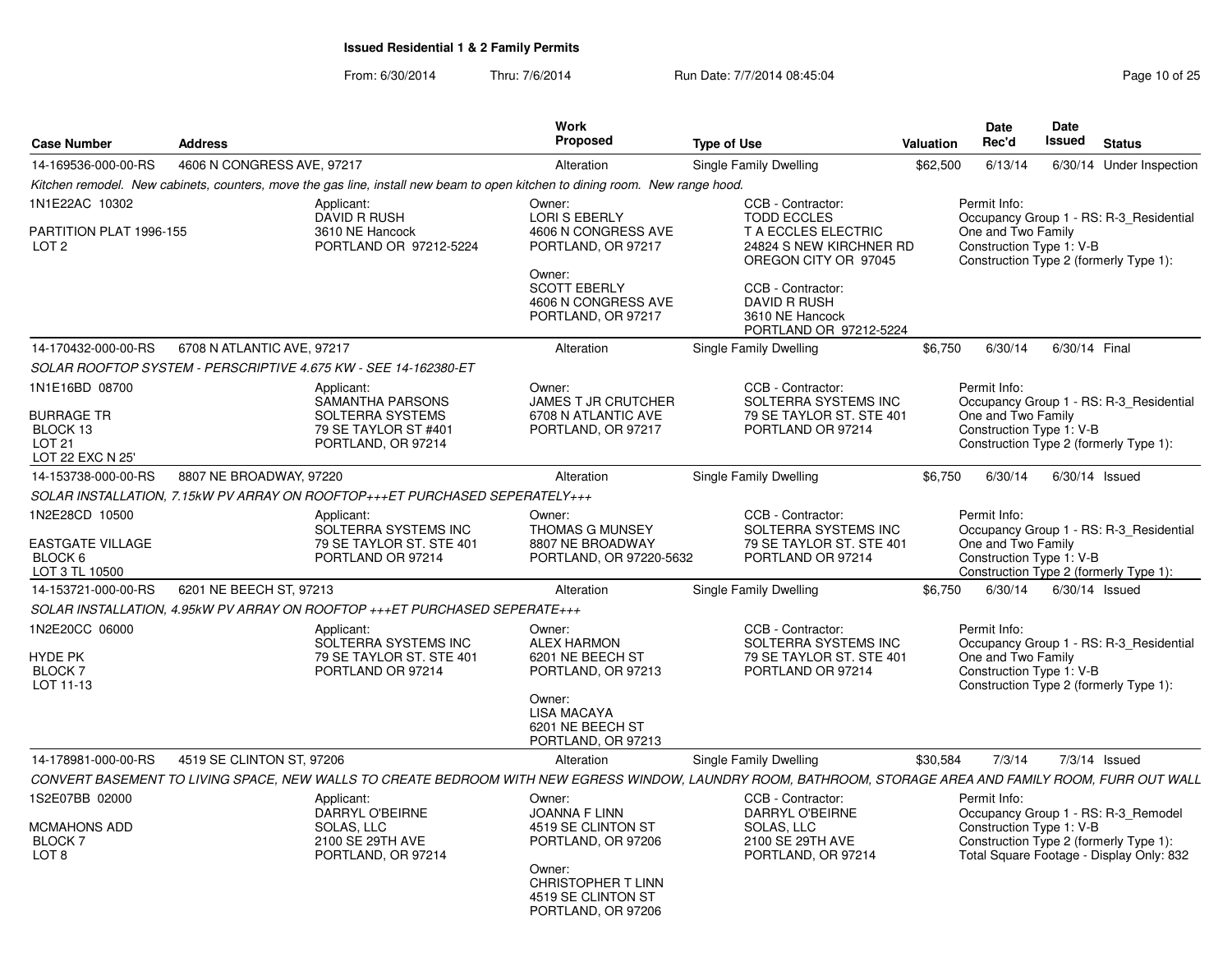# Issued Residential 1 & 2 Family Permits

From: 6/30/2014 Thru: 7/6/2014 Run Date: 7/7/2014 08:45:04

| Case Number | Address | Work Proposed | Type of Use | Valuation | Date Rec'd | Date Issued | Status |
|---|---|---|---|---|---|---|---|
| 14-169536-000-00-RS | 4606 N CONGRESS AVE, 97217 | Alteration | Single Family Dwelling | $62,500 | 6/13/14 | 6/30/14 | Under Inspection |

*Kitchen remodel. New cabinets, counters, move the gas line, install new beam to open kitchen to dining room. New range hood.*

1N1E22AC 10302
PARTITION PLAT 1996-155
LOT 2

Applicant:
DAVID R RUSH
3610 NE Hancock
PORTLAND OR 97212-5224

Owner:
LORI S EBERLY
4606 N CONGRESS AVE
PORTLAND, OR 97217

Owner:
SCOTT EBERLY
4606 N CONGRESS AVE
PORTLAND, OR 97217

CCB - Contractor:
TODD ECCLES
T A ECCLES ELECTRIC
24824 S NEW KIRCHNER RD
OREGON CITY OR 97045

CCB - Contractor:
DAVID R RUSH
3610 NE Hancock
PORTLAND OR 97212-5224

Permit Info:
Occupancy Group 1 - RS: R-3_Residential One and Two Family
Construction Type 1: V-B
Construction Type 2 (formerly Type 1):

---

| Case Number | Address | Work Proposed | Type of Use | Valuation | Date Rec'd | Date Issued | Status |
|---|---|---|---|---|---|---|---|
| 14-170432-000-00-RS | 6708 N ATLANTIC AVE, 97217 | Alteration | Single Family Dwelling | $6,750 | 6/30/14 | 6/30/14 | Final |

*SOLAR ROOFTOP SYSTEM - PERSCRIPTIVE 4.675 KW - SEE 14-162380-ET*

1N1E16BD 08700
BURRAGE TR
BLOCK 13
LOT 21
LOT 22 EXC N 25'

Applicant:
SAMANTHA PARSONS
SOLTERRA SYSTEMS
79 SE TAYLOR ST #401
PORTLAND, OR 97214

Owner:
JAMES T JR CRUTCHER
6708 N ATLANTIC AVE
PORTLAND, OR 97217

CCB - Contractor:
SOLTERRA SYSTEMS INC
79 SE TAYLOR ST. STE 401
PORTLAND OR 97214

Permit Info:
Occupancy Group 1 - RS: R-3_Residential One and Two Family
Construction Type 1: V-B
Construction Type 2 (formerly Type 1):

---

| Case Number | Address | Work Proposed | Type of Use | Valuation | Date Rec'd | Date Issued | Status |
|---|---|---|---|---|---|---|---|
| 14-153738-000-00-RS | 8807 NE BROADWAY, 97220 | Alteration | Single Family Dwelling | $6,750 | 6/30/14 | 6/30/14 | Issued |

*SOLAR INSTALLATION, 7.15kW PV ARRAY ON ROOFTOP+++ET PURCHASED SEPERATELY+++*

1N2E28CD 10500
EASTGATE VILLAGE
BLOCK 6
LOT 3 TL 10500

Applicant:
SOLTERRA SYSTEMS INC
79 SE TAYLOR ST. STE 401
PORTLAND OR 97214

Owner:
THOMAS G MUNSEY
8807 NE BROADWAY
PORTLAND, OR 97220-5632

CCB - Contractor:
SOLTERRA SYSTEMS INC
79 SE TAYLOR ST. STE 401
PORTLAND OR 97214

Permit Info:
Occupancy Group 1 - RS: R-3_Residential One and Two Family
Construction Type 1: V-B
Construction Type 2 (formerly Type 1):

---

| Case Number | Address | Work Proposed | Type of Use | Valuation | Date Rec'd | Date Issued | Status |
|---|---|---|---|---|---|---|---|
| 14-153721-000-00-RS | 6201 NE BEECH ST, 97213 | Alteration | Single Family Dwelling | $6,750 | 6/30/14 | 6/30/14 | Issued |

*SOLAR INSTALLATION, 4.95kW PV ARRAY ON ROOFTOP +++ET PURCHASED SEPERATE+++*

1N2E20CC 06000
HYDE PK
BLOCK 7
LOT 11-13

Applicant:
SOLTERRA SYSTEMS INC
79 SE TAYLOR ST. STE 401
PORTLAND OR 97214

Owner:
ALEX HARMON
6201 NE BEECH ST
PORTLAND, OR 97213

Owner:
LISA MACAYA
6201 NE BEECH ST
PORTLAND, OR 97213

CCB - Contractor:
SOLTERRA SYSTEMS INC
79 SE TAYLOR ST. STE 401
PORTLAND OR 97214

Permit Info:
Occupancy Group 1 - RS: R-3_Residential One and Two Family
Construction Type 1: V-B
Construction Type 2 (formerly Type 1):

---

| Case Number | Address | Work Proposed | Type of Use | Valuation | Date Rec'd | Date Issued | Status |
|---|---|---|---|---|---|---|---|
| 14-178981-000-00-RS | 4519 SE CLINTON ST, 97206 | Alteration | Single Family Dwelling | $30,584 | 7/3/14 | 7/3/14 | Issued |

*CONVERT BASEMENT TO LIVING SPACE, NEW WALLS TO CREATE BEDROOM WITH NEW EGRESS WINDOW, LAUNDRY ROOM, BATHROOM, STORAGE AREA AND FAMILY ROOM, FURR OUT WALL*

1S2E07BB 02000
MCMAHONS ADD
BLOCK 7
LOT 8

Applicant:
DARRYL O'BEIRNE
SOLAS, LLC
2100 SE 29TH AVE
PORTLAND, OR 97214

Owner:
JOANNA F LINN
4519 SE CLINTON ST
PORTLAND, OR 97206

Owner:
CHRISTOPHER T LINN
4519 SE CLINTON ST
PORTLAND, OR 97206

CCB - Contractor:
DARRYL O'BEIRNE
SOLAS, LLC
2100 SE 29TH AVE
PORTLAND, OR 97214

Permit Info:
Occupancy Group 1 - RS: R-3_Remodel
Construction Type 1: V-B
Construction Type 2 (formerly Type 1):
Total Square Footage - Display Only: 832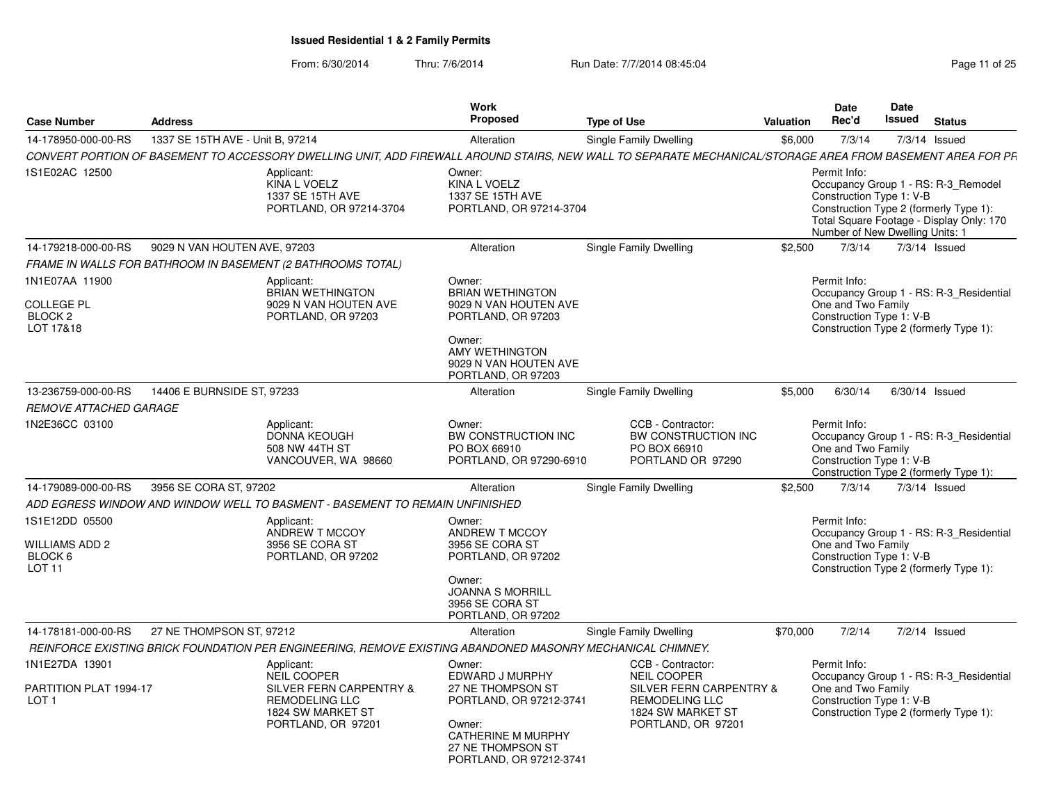**Issued Residential 1 & 2 Family Permits**

From: 6/30/2014 Thru: 7/6/2014 Run Date: 7/7/2014 08:45:04

| Case Number | Address | Work Proposed | Type of Use | Valuation | Date Rec'd | Date Issued | Status |
|---|---|---|---|---|---|---|---|
| 14-178950-000-00-RS | 1337 SE 15TH AVE - Unit B, 97214 | Alteration | Single Family Dwelling | $6,000 | 7/3/14 | 7/3/14 | Issued |
| 14-179218-000-00-RS | 9029 N VAN HOUTEN AVE, 97203 | Alteration | Single Family Dwelling | $2,500 | 7/3/14 | 7/3/14 | Issued |
| 13-236759-000-00-RS | 14406 E BURNSIDE ST, 97233 | Alteration | Single Family Dwelling | $5,000 | 6/30/14 | 6/30/14 | Issued |
| 14-179089-000-00-RS | 3956 SE CORA ST, 97202 | Alteration | Single Family Dwelling | $2,500 | 7/3/14 | 7/3/14 | Issued |
| 14-178181-000-00-RS | 27 NE THOMPSON ST, 97212 | Alteration | Single Family Dwelling | $70,000 | 7/2/14 | 7/2/14 | Issued |

**14-178950-000-00-RS** — 1337 SE 15TH AVE - Unit B, 97214

*CONVERT PORTION OF BASEMENT TO ACCESSORY DWELLING UNIT, ADD FIREWALL AROUND STAIRS, NEW WALL TO SEPARATE MECHANICAL/STORAGE AREA FROM BASEMENT AREA FOR PR*

1S1E02AC 12500

Applicant: KINA L VOELZ, 1337 SE 15TH AVE, PORTLAND, OR 97214-3704

Owner: KINA L VOELZ, 1337 SE 15TH AVE, PORTLAND, OR 97214-3704

Permit Info: Occupancy Group 1 - RS: R-3_Remodel; Construction Type 1: V-B; Construction Type 2 (formerly Type 1):; Total Square Footage - Display Only: 170; Number of New Dwelling Units: 1

**14-179218-000-00-RS** — 9029 N VAN HOUTEN AVE, 97203

*FRAME IN WALLS FOR BATHROOM IN BASEMENT (2 BATHROOMS TOTAL)*

1N1E07AA 11900; COLLEGE PL; BLOCK 2; LOT 17&18

Applicant: BRIAN WETHINGTON, 9029 N VAN HOUTEN AVE, PORTLAND, OR 97203

Owner: BRIAN WETHINGTON, 9029 N VAN HOUTEN AVE, PORTLAND, OR 97203

Owner: AMY WETHINGTON, 9029 N VAN HOUTEN AVE, PORTLAND, OR 97203

Permit Info: Occupancy Group 1 - RS: R-3_Residential One and Two Family; Construction Type 1: V-B; Construction Type 2 (formerly Type 1):

**13-236759-000-00-RS** — 14406 E BURNSIDE ST, 97233

*REMOVE ATTACHED GARAGE*

1N2E36CC 03100

Applicant: DONNA KEOUGH, 508 NW 44TH ST, VANCOUVER, WA 98660

Owner: BW CONSTRUCTION INC, PO BOX 66910, PORTLAND, OR 97290-6910

CCB - Contractor: BW CONSTRUCTION INC, PO BOX 66910, PORTLAND OR 97290

Permit Info: Occupancy Group 1 - RS: R-3_Residential One and Two Family; Construction Type 1: V-B; Construction Type 2 (formerly Type 1):

**14-179089-000-00-RS** — 3956 SE CORA ST, 97202

*ADD EGRESS WINDOW AND WINDOW WELL TO BASMENT - BASEMENT TO REMAIN UNFINISHED*

1S1E12DD 05500; WILLIAMS ADD 2; BLOCK 6; LOT 11

Applicant: ANDREW T MCCOY, 3956 SE CORA ST, PORTLAND, OR 97202

Owner: ANDREW T MCCOY, 3956 SE CORA ST, PORTLAND, OR 97202

Owner: JOANNA S MORRILL, 3956 SE CORA ST, PORTLAND, OR 97202

Permit Info: Occupancy Group 1 - RS: R-3_Residential One and Two Family; Construction Type 1: V-B; Construction Type 2 (formerly Type 1):

**14-178181-000-00-RS** — 27 NE THOMPSON ST, 97212

*REINFORCE EXISTING BRICK FOUNDATION PER ENGINEERING, REMOVE EXISTING ABANDONED MASONRY MECHANICAL CHIMNEY.*

1N1E27DA 13901; PARTITION PLAT 1994-17; LOT 1

Applicant: NEIL COOPER, SILVER FERN CARPENTRY & REMODELING LLC, 1824 SW MARKET ST, PORTLAND, OR 97201

Owner: EDWARD J MURPHY, 27 NE THOMPSON ST, PORTLAND, OR 97212-3741

Owner: CATHERINE M MURPHY, 27 NE THOMPSON ST, PORTLAND, OR 97212-3741

CCB - Contractor: NEIL COOPER, SILVER FERN CARPENTRY & REMODELING LLC, 1824 SW MARKET ST, PORTLAND, OR 97201

Permit Info: Occupancy Group 1 - RS: R-3_Residential One and Two Family; Construction Type 1: V-B; Construction Type 2 (formerly Type 1):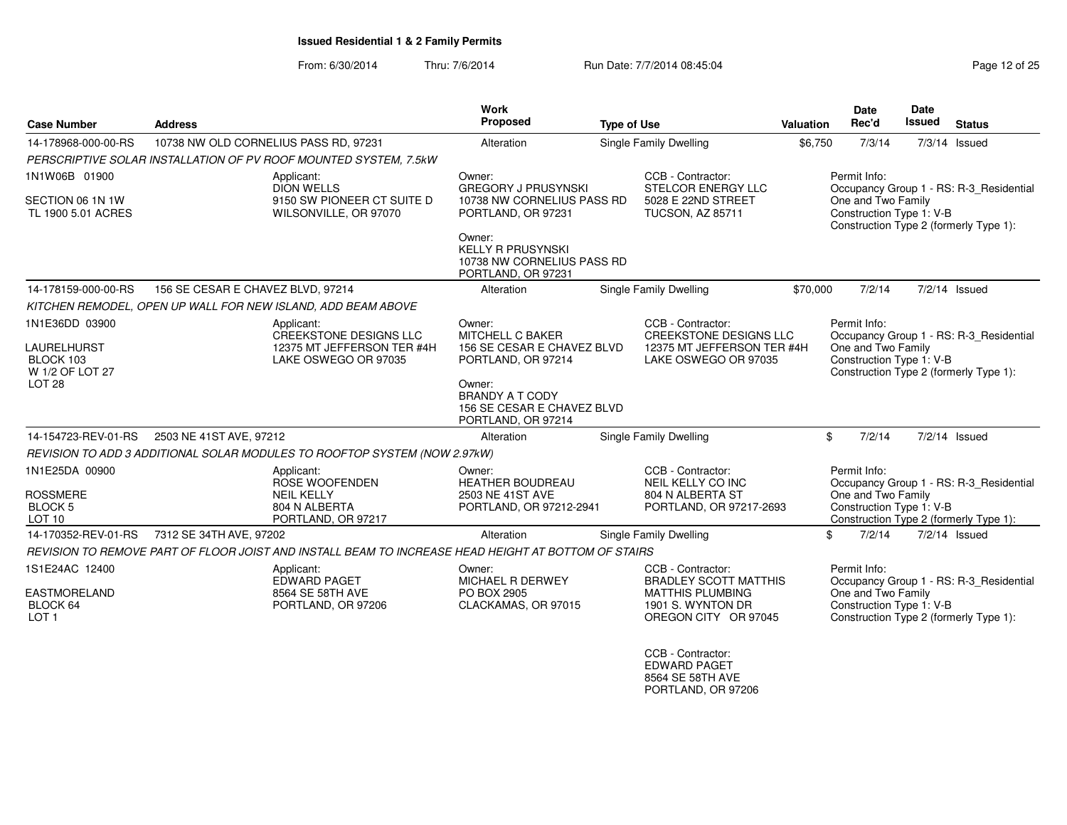**Issued Residential 1 & 2 Family Permits**

From: 6/30/2014 Thru: 7/6/2014 Run Date: 7/7/2014 08:45:04

| Case Number | Address | Work Proposed | Type of Use | Valuation | Date Rec'd | Date Issued | Status |
|---|---|---|---|---|---|---|---|
| 14-178968-000-00-RS | 10738 NW OLD CORNELIUS PASS RD, 97231 | Alteration | Single Family Dwelling | $6,750 | 7/3/14 | 7/3/14 | Issued |

*PERSCRIPTIVE SOLAR INSTALLATION OF PV ROOF MOUNTED SYSTEM, 7.5kW*

1N1W06B 01900

SECTION 06 1N 1W
TL 1900 5.01 ACRES

Applicant:
DION WELLS
9150 SW PIONEER CT SUITE D
WILSONVILLE, OR 97070

Owner:
GREGORY J PRUSYNSKI
10738 NW CORNELIUS PASS RD
PORTLAND, OR 97231

Owner:
KELLY R PRUSYNSKI
10738 NW CORNELIUS PASS RD
PORTLAND, OR 97231

CCB - Contractor:
STELCOR ENERGY LLC
5028 E 22ND STREET
TUCSON, AZ 85711

Permit Info:
Occupancy Group 1 - RS: R-3_Residential One and Two Family
Construction Type 1: V-B
Construction Type 2 (formerly Type 1):

| Case Number | Address | Work Proposed | Type of Use | Valuation | Date Rec'd | Date Issued | Status |
|---|---|---|---|---|---|---|---|
| 14-178159-000-00-RS | 156 SE CESAR E CHAVEZ BLVD, 97214 | Alteration | Single Family Dwelling | $70,000 | 7/2/14 | 7/2/14 | Issued |

*KITCHEN REMODEL, OPEN UP WALL FOR NEW ISLAND, ADD BEAM ABOVE*

1N1E36DD 03900

LAURELHURST
BLOCK 103
W 1/2 OF LOT 27
LOT 28

Applicant:
CREEKSTONE DESIGNS LLC
12375 MT JEFFERSON TER #4H
LAKE OSWEGO OR 97035

Owner:
MITCHELL C BAKER
156 SE CESAR E CHAVEZ BLVD
PORTLAND, OR 97214

Owner:
BRANDY A T CODY
156 SE CESAR E CHAVEZ BLVD
PORTLAND, OR 97214

CCB - Contractor:
CREEKSTONE DESIGNS LLC
12375 MT JEFFERSON TER #4H
LAKE OSWEGO OR 97035

Permit Info:
Occupancy Group 1 - RS: R-3_Residential One and Two Family
Construction Type 1: V-B
Construction Type 2 (formerly Type 1):

| Case Number | Address | Work Proposed | Type of Use | Valuation | Date Rec'd | Date Issued | Status |
|---|---|---|---|---|---|---|---|
| 14-154723-REV-01-RS | 2503 NE 41ST AVE, 97212 | Alteration | Single Family Dwelling | $ | 7/2/14 | 7/2/14 | Issued |

*REVISION TO ADD 3 ADDITIONAL SOLAR MODULES TO ROOFTOP SYSTEM (NOW 2.97kW)*

1N1E25DA 00900

ROSSMERE
BLOCK 5
LOT 10

Applicant:
ROSE WOOFENDEN
NEIL KELLY
804 N ALBERTA
PORTLAND, OR 97217

Owner:
HEATHER BOUDREAU
2503 NE 41ST AVE
PORTLAND, OR 97212-2941

CCB - Contractor:
NEIL KELLY CO INC
804 N ALBERTA ST
PORTLAND, OR 97217-2693

Permit Info:
Occupancy Group 1 - RS: R-3_Residential One and Two Family
Construction Type 1: V-B
Construction Type 2 (formerly Type 1):

| Case Number | Address | Work Proposed | Type of Use | Valuation | Date Rec'd | Date Issued | Status |
|---|---|---|---|---|---|---|---|
| 14-170352-REV-01-RS | 7312 SE 34TH AVE, 97202 | Alteration | Single Family Dwelling | $ | 7/2/14 | 7/2/14 | Issued |

*REVISION TO REMOVE PART OF FLOOR JOIST AND INSTALL BEAM TO INCREASE HEAD HEIGHT AT BOTTOM OF STAIRS*

1S1E24AC 12400

EASTMORELAND
BLOCK 64
LOT 1

Applicant:
EDWARD PAGET
8564 SE 58TH AVE
PORTLAND, OR 97206

Owner:
MICHAEL R DERWEY
PO BOX 2905
CLACKAMAS, OR 97015

CCB - Contractor:
BRADLEY SCOTT MATTHIS
MATTHIS PLUMBING
1901 S. WYNTON DR
OREGON CITY OR 97045

CCB - Contractor:
EDWARD PAGET
8564 SE 58TH AVE
PORTLAND, OR 97206

Permit Info:
Occupancy Group 1 - RS: R-3_Residential One and Two Family
Construction Type 1: V-B
Construction Type 2 (formerly Type 1):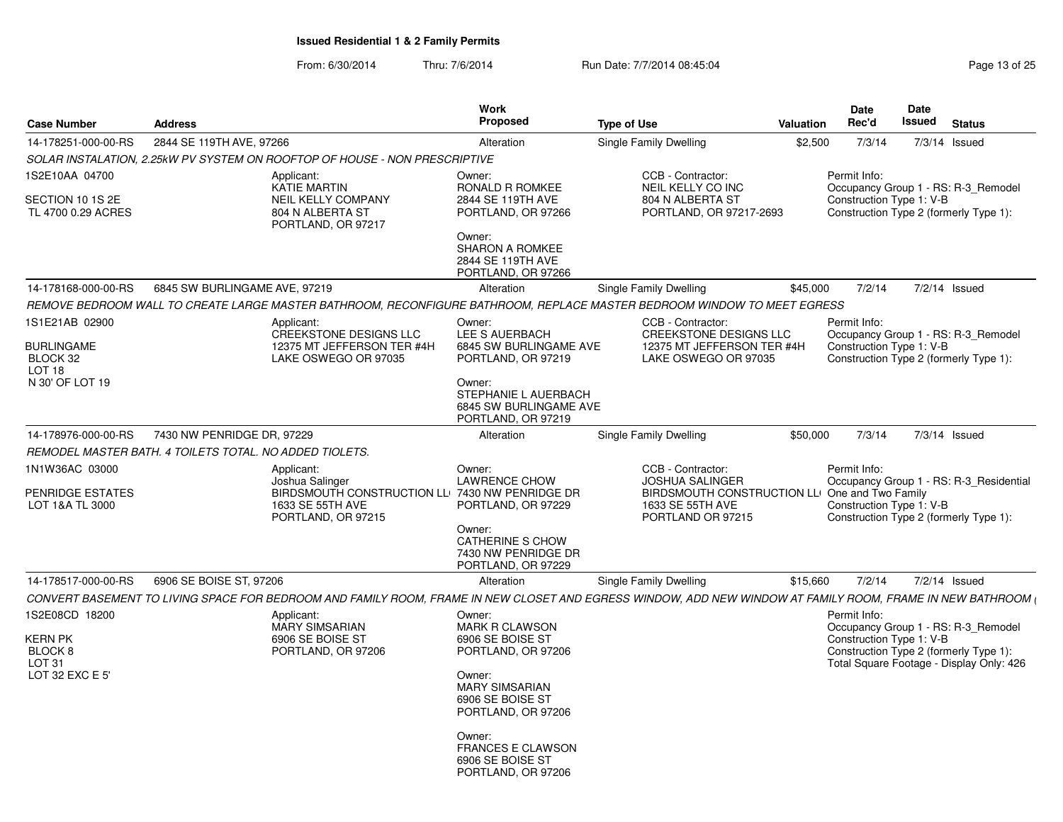**Issued Residential 1 & 2 Family Permits**

From: 6/30/2014 Thru: 7/6/2014 Run Date: 7/7/2014 08:45:04

| Case Number | Address | Work Proposed | Type of Use | Valuation | Date Rec'd | Date Issued | Status |
|---|---|---|---|---|---|---|---|
| 14-178251-000-00-RS | 2844 SE 119TH AVE, 97266 | Alteration | Single Family Dwelling | $2,500 | 7/3/14 | 7/3/14 | Issued |

*SOLAR INSTALATION, 2.25kW PV SYSTEM ON ROOFTOP OF HOUSE - NON PRESCRIPTIVE*

1S2E10AA 04700
SECTION 10 1S 2E
TL 4700 0.29 ACRES

Applicant:
KATIE MARTIN
NEIL KELLY COMPANY
804 N ALBERTA ST
PORTLAND, OR 97217

Owner:
RONALD R ROMKEE
2844 SE 119TH AVE
PORTLAND, OR 97266

Owner:
SHARON A ROMKEE
2844 SE 119TH AVE
PORTLAND, OR 97266

CCB - Contractor:
NEIL KELLY CO INC
804 N ALBERTA ST
PORTLAND, OR 97217-2693

Permit Info:
Occupancy Group 1 - RS: R-3_Remodel
Construction Type 1: V-B
Construction Type 2 (formerly Type 1):

| Case Number | Address | Work Proposed | Type of Use | Valuation | Date Rec'd | Date Issued | Status |
|---|---|---|---|---|---|---|---|
| 14-178168-000-00-RS | 6845 SW BURLINGAME AVE, 97219 | Alteration | Single Family Dwelling | $45,000 | 7/2/14 | 7/2/14 | Issued |

*REMOVE BEDROOM WALL TO CREATE LARGE MASTER BATHROOM, RECONFIGURE BATHROOM, REPLACE MASTER BEDROOM WINDOW TO MEET EGRESS*

1S1E21AB 02900
BURLINGAME
BLOCK 32
LOT 18
N 30' OF LOT 19

Applicant:
CREEKSTONE DESIGNS LLC
12375 MT JEFFERSON TER #4H
LAKE OSWEGO OR 97035

Owner:
LEE S AUERBACH
6845 SW BURLINGAME AVE
PORTLAND, OR 97219

Owner:
STEPHANIE L AUERBACH
6845 SW BURLINGAME AVE
PORTLAND, OR 97219

CCB - Contractor:
CREEKSTONE DESIGNS LLC
12375 MT JEFFERSON TER #4H
LAKE OSWEGO OR 97035

Permit Info:
Occupancy Group 1 - RS: R-3_Remodel
Construction Type 1: V-B
Construction Type 2 (formerly Type 1):

| Case Number | Address | Work Proposed | Type of Use | Valuation | Date Rec'd | Date Issued | Status |
|---|---|---|---|---|---|---|---|
| 14-178976-000-00-RS | 7430 NW PENRIDGE DR, 97229 | Alteration | Single Family Dwelling | $50,000 | 7/3/14 | 7/3/14 | Issued |

*REMODEL MASTER BATH. 4 TOILETS TOTAL. NO ADDED TIOLETS.*

1N1W36AC 03000
PENRIDGE ESTATES
LOT 1&A TL 3000

Applicant:
Joshua Salinger
BIRDSMOUTH CONSTRUCTION LL
1633 SE 55TH AVE
PORTLAND, OR 97215

Owner:
LAWRENCE CHOW
7430 NW PENRIDGE DR
PORTLAND, OR 97229

Owner:
CATHERINE S CHOW
7430 NW PENRIDGE DR
PORTLAND, OR 97229

CCB - Contractor:
JOSHUA SALINGER
BIRDSMOUTH CONSTRUCTION LL
1633 SE 55TH AVE
PORTLAND OR 97215

Permit Info:
Occupancy Group 1 - RS: R-3_Residential One and Two Family
Construction Type 1: V-B
Construction Type 2 (formerly Type 1):

| Case Number | Address | Work Proposed | Type of Use | Valuation | Date Rec'd | Date Issued | Status |
|---|---|---|---|---|---|---|---|
| 14-178517-000-00-RS | 6906 SE BOISE ST, 97206 | Alteration | Single Family Dwelling | $15,660 | 7/2/14 | 7/2/14 | Issued |

*CONVERT BASEMENT TO LIVING SPACE FOR BEDROOM AND FAMILY ROOM, FRAME IN NEW CLOSET AND EGRESS WINDOW, ADD NEW WINDOW AT FAMILY ROOM, FRAME IN NEW BATHROOM (*

1S2E08CD 18200
KERN PK
BLOCK 8
LOT 31
LOT 32 EXC E 5'

Applicant:
MARY SIMSARIAN
6906 SE BOISE ST
PORTLAND, OR 97206

Owner:
MARK R CLAWSON
6906 SE BOISE ST
PORTLAND, OR 97206

Owner:
MARY SIMSARIAN
6906 SE BOISE ST
PORTLAND, OR 97206

Owner:
FRANCES E CLAWSON
6906 SE BOISE ST
PORTLAND, OR 97206

Permit Info:
Occupancy Group 1 - RS: R-3_Remodel
Construction Type 1: V-B
Construction Type 2 (formerly Type 1):
Total Square Footage - Display Only: 426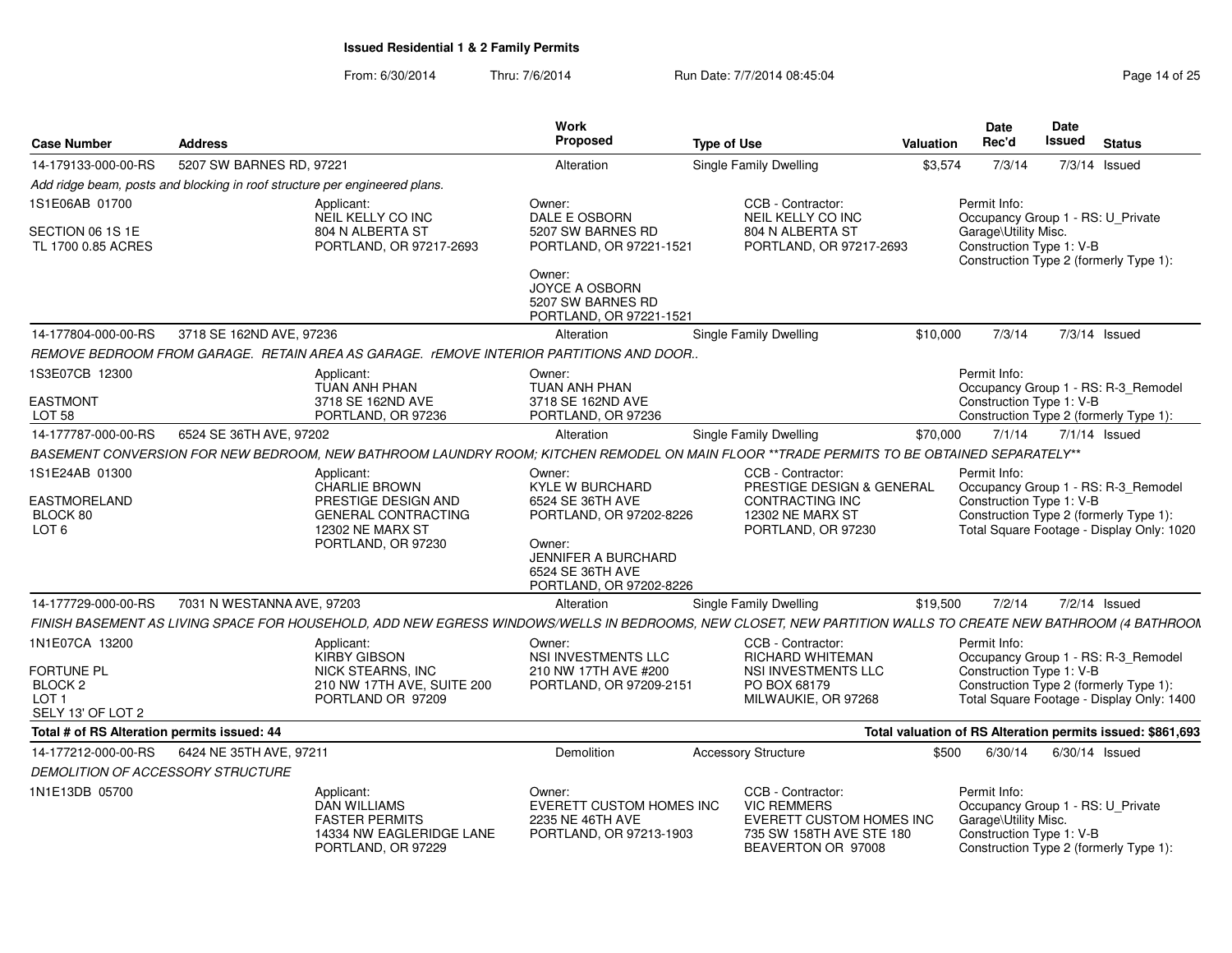# Issued Residential 1 & 2 Family Permits

From: 6/30/2014 Thru: 7/6/2014 Run Date: 7/7/2014 08:45:04

| Case Number | Address | Work Proposed | Type of Use | Valuation | Date Rec'd | Date Issued | Status |
|---|---|---|---|---|---|---|---|
| 14-179133-000-00-RS | 5207 SW BARNES RD, 97221 | Alteration | Single Family Dwelling | $3,574 | 7/3/14 | 7/3/14 | Issued |

*Add ridge beam, posts and blocking in roof structure per engineered plans.*

1S1E06AB 01700
SECTION 06 1S 1E
TL 1700 0.85 ACRES

Applicant:
NEIL KELLY CO INC
804 N ALBERTA ST
PORTLAND, OR 97217-2693

Owner:
DALE E OSBORN
5207 SW BARNES RD
PORTLAND, OR 97221-1521

Owner:
JOYCE A OSBORN
5207 SW BARNES RD
PORTLAND, OR 97221-1521

CCB - Contractor:
NEIL KELLY CO INC
804 N ALBERTA ST
PORTLAND, OR 97217-2693

Permit Info:
Occupancy Group 1 - RS: U_Private Garage\Utility Misc.
Construction Type 1: V-B
Construction Type 2 (formerly Type 1):

| Case Number | Address | Work Proposed | Type of Use | Valuation | Date Rec'd | Date Issued | Status |
|---|---|---|---|---|---|---|---|
| 14-177804-000-00-RS | 3718 SE 162ND AVE, 97236 | Alteration | Single Family Dwelling | $10,000 | 7/3/14 | 7/3/14 | Issued |

*REMOVE BEDROOM FROM GARAGE. RETAIN AREA AS GARAGE. rEMOVE INTERIOR PARTITIONS AND DOOR..*

1S3E07CB 12300
EASTMONT
LOT 58

Applicant:
TUAN ANH PHAN
3718 SE 162ND AVE
PORTLAND, OR 97236

Owner:
TUAN ANH PHAN
3718 SE 162ND AVE
PORTLAND, OR 97236

Permit Info:
Occupancy Group 1 - RS: R-3_Remodel
Construction Type 1: V-B
Construction Type 2 (formerly Type 1):

| Case Number | Address | Work Proposed | Type of Use | Valuation | Date Rec'd | Date Issued | Status |
|---|---|---|---|---|---|---|---|
| 14-177787-000-00-RS | 6524 SE 36TH AVE, 97202 | Alteration | Single Family Dwelling | $70,000 | 7/1/14 | 7/1/14 | Issued |

*BASEMENT CONVERSION FOR NEW BEDROOM, NEW BATHROOM LAUNDRY ROOM; KITCHEN REMODEL ON MAIN FLOOR **TRADE PERMITS TO BE OBTAINED SEPARATELY***

1S1E24AB 01300
EASTMORELAND
BLOCK 80
LOT 6

Applicant:
CHARLIE BROWN
PRESTIGE DESIGN AND GENERAL CONTRACTING
12302 NE MARX ST
PORTLAND, OR 97230

Owner:
KYLE W BURCHARD
6524 SE 36TH AVE
PORTLAND, OR 97202-8226

Owner:
JENNIFER A BURCHARD
6524 SE 36TH AVE
PORTLAND, OR 97202-8226

CCB - Contractor:
PRESTIGE DESIGN & GENERAL CONTRACTING INC
12302 NE MARX ST
PORTLAND, OR 97230

Permit Info:
Occupancy Group 1 - RS: R-3_Remodel
Construction Type 1: V-B
Construction Type 2 (formerly Type 1):
Total Square Footage - Display Only: 1020

| Case Number | Address | Work Proposed | Type of Use | Valuation | Date Rec'd | Date Issued | Status |
|---|---|---|---|---|---|---|---|
| 14-177729-000-00-RS | 7031 N WESTANNA AVE, 97203 | Alteration | Single Family Dwelling | $19,500 | 7/2/14 | 7/2/14 | Issued |

*FINISH BASEMENT AS LIVING SPACE FOR HOUSEHOLD, ADD NEW EGRESS WINDOWS/WELLS IN BEDROOMS, NEW CLOSET, NEW PARTITION WALLS TO CREATE NEW BATHROOM (4 BATHROOI*

1N1E07CA 13200
FORTUNE PL
BLOCK 2
LOT 1
SELY 13' OF LOT 2

Applicant:
KIRBY GIBSON
NICK STEARNS, INC
210 NW 17TH AVE, SUITE 200
PORTLAND OR 97209

Owner:
NSI INVESTMENTS LLC
210 NW 17TH AVE #200
PORTLAND, OR 97209-2151

CCB - Contractor:
RICHARD WHITEMAN
NSI INVESTMENTS LLC
PO BOX 68179
MILWAUKIE, OR 97268

Permit Info:
Occupancy Group 1 - RS: R-3_Remodel
Construction Type 1: V-B
Construction Type 2 (formerly Type 1):
Total Square Footage - Display Only: 1400

**Total # of RS Alteration permits issued: 44**

**Total valuation of RS Alteration permits issued: $861,693**

| Case Number | Address | Work Proposed | Type of Use | Valuation | Date Rec'd | Date Issued | Status |
|---|---|---|---|---|---|---|---|
| 14-177212-000-00-RS | 6424 NE 35TH AVE, 97211 | Demolition | Accessory Structure | $500 | 6/30/14 | 6/30/14 | Issued |

*DEMOLITION OF ACCESSORY STRUCTURE*

1N1E13DB 05700

Applicant:
DAN WILLIAMS
FASTER PERMITS
14334 NW EAGLERIDGE LANE
PORTLAND, OR 97229

Owner:
EVERETT CUSTOM HOMES INC
2235 NE 46TH AVE
PORTLAND, OR 97213-1903

CCB - Contractor:
VIC REMMERS
EVERETT CUSTOM HOMES INC
735 SW 158TH AVE STE 180
BEAVERTON OR 97008

Permit Info:
Occupancy Group 1 - RS: U_Private Garage\Utility Misc.
Construction Type 1: V-B
Construction Type 2 (formerly Type 1):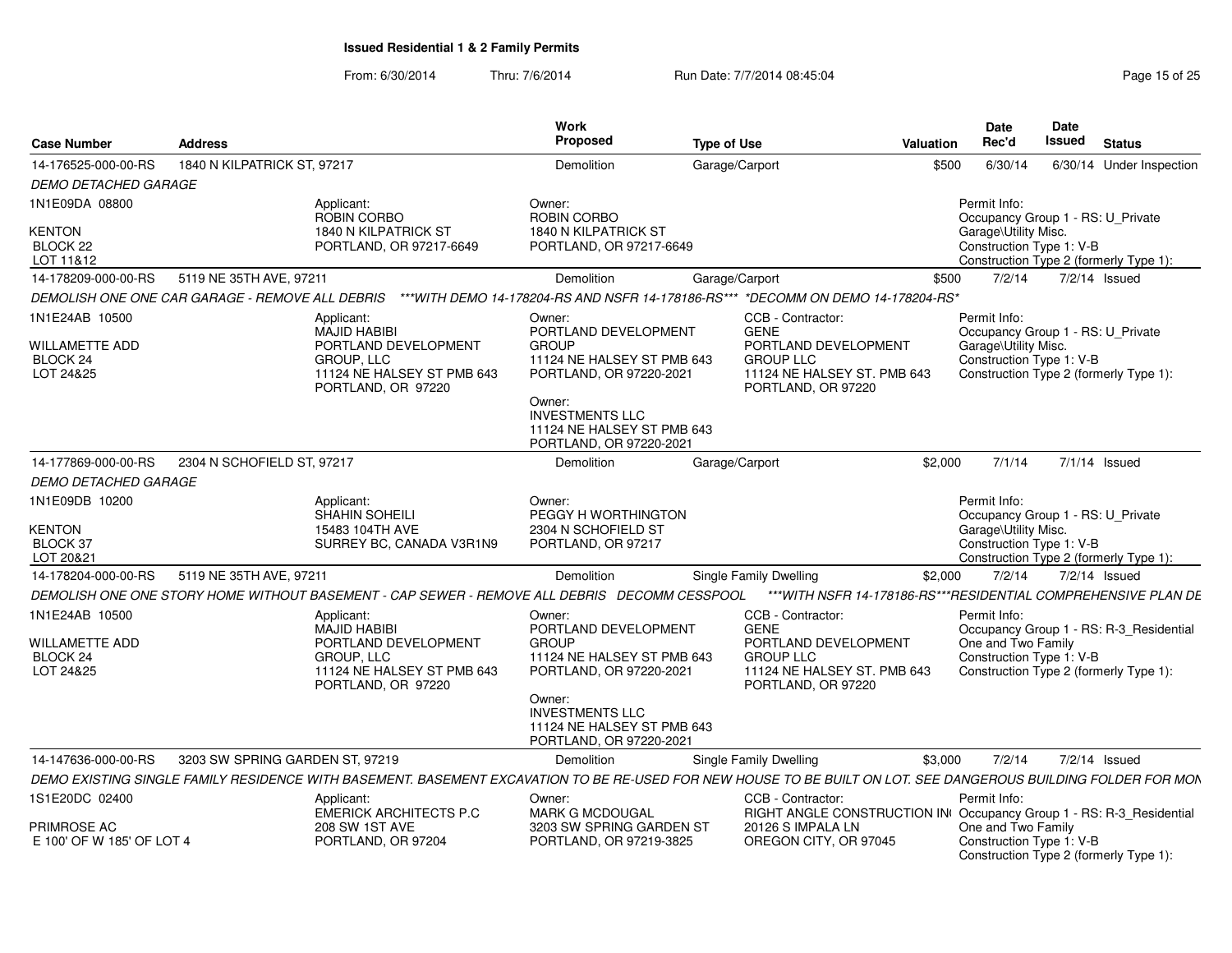**Issued Residential 1 & 2 Family Permits**

From: 6/30/2014 Thru: 7/6/2014 Run Date: 7/7/2014 08:45:04

| Case Number | Address | Work Proposed | Type of Use | Valuation | Date Rec'd | Date Issued | Status |
|---|---|---|---|---|---|---|---|
| 14-176525-000-00-RS | 1840 N KILPATRICK ST, 97217 | Demolition | Garage/Carport | $500 | 6/30/14 | 6/30/14 | Under Inspection |

*DEMO DETACHED GARAGE*

1N1E09DA 08800

KENTON
BLOCK 22
LOT 11&12

Applicant:
ROBIN CORBO
1840 N KILPATRICK ST
PORTLAND, OR 97217-6649

Owner:
ROBIN CORBO
1840 N KILPATRICK ST
PORTLAND, OR 97217-6649

Permit Info:
Occupancy Group 1 - RS: U_Private Garage\Utility Misc.
Construction Type 1: V-B
Construction Type 2 (formerly Type 1):

| Case Number | Address | Work Proposed | Type of Use | Valuation | Date Rec'd | Date Issued | Status |
|---|---|---|---|---|---|---|---|
| 14-178209-000-00-RS | 5119 NE 35TH AVE, 97211 | Demolition | Garage/Carport | $500 | 7/2/14 | 7/2/14 | Issued |

*DEMOLISH ONE ONE CAR GARAGE - REMOVE ALL DEBRIS ***WITH DEMO 14-178204-RS AND NSFR 14-178186-RS*** *DECOMM ON DEMO 14-178204-RS**

1N1E24AB 10500

WILLAMETTE ADD
BLOCK 24
LOT 24&25

Applicant:
MAJID HABIBI
PORTLAND DEVELOPMENT GROUP, LLC
11124 NE HALSEY ST PMB 643
PORTLAND, OR 97220

Owner:
PORTLAND DEVELOPMENT GROUP
11124 NE HALSEY ST PMB 643
PORTLAND, OR 97220-2021

Owner:
INVESTMENTS LLC
11124 NE HALSEY ST PMB 643
PORTLAND, OR 97220-2021

CCB - Contractor:
GENE
PORTLAND DEVELOPMENT GROUP LLC
11124 NE HALSEY ST. PMB 643
PORTLAND, OR 97220

Permit Info:
Occupancy Group 1 - RS: U_Private Garage\Utility Misc.
Construction Type 1: V-B
Construction Type 2 (formerly Type 1):

| Case Number | Address | Work Proposed | Type of Use | Valuation | Date Rec'd | Date Issued | Status |
|---|---|---|---|---|---|---|---|
| 14-177869-000-00-RS | 2304 N SCHOFIELD ST, 97217 | Demolition | Garage/Carport | $2,000 | 7/1/14 | 7/1/14 | Issued |

*DEMO DETACHED GARAGE*

1N1E09DB 10200

KENTON
BLOCK 37
LOT 20&21

Applicant:
SHAHIN SOHEILI
15483 104TH AVE
SURREY BC, CANADA V3R1N9

Owner:
PEGGY H WORTHINGTON
2304 N SCHOFIELD ST
PORTLAND, OR 97217

Permit Info:
Occupancy Group 1 - RS: U_Private Garage\Utility Misc.
Construction Type 1: V-B
Construction Type 2 (formerly Type 1):

| Case Number | Address | Work Proposed | Type of Use | Valuation | Date Rec'd | Date Issued | Status |
|---|---|---|---|---|---|---|---|
| 14-178204-000-00-RS | 5119 NE 35TH AVE, 97211 | Demolition | Single Family Dwelling | $2,000 | 7/2/14 | 7/2/14 | Issued |

*DEMOLISH ONE ONE STORY HOME WITHOUT BASEMENT - CAP SEWER - REMOVE ALL DEBRIS DECOMM CESSPOOL ***WITH NSFR 14-178186-RS***RESIDENTIAL COMPREHENSIVE PLAN DE*

1N1E24AB 10500

WILLAMETTE ADD
BLOCK 24
LOT 24&25

Applicant:
MAJID HABIBI
PORTLAND DEVELOPMENT GROUP, LLC
11124 NE HALSEY ST PMB 643
PORTLAND, OR 97220

Owner:
PORTLAND DEVELOPMENT GROUP
11124 NE HALSEY ST PMB 643
PORTLAND, OR 97220-2021

Owner:
INVESTMENTS LLC
11124 NE HALSEY ST PMB 643
PORTLAND, OR 97220-2021

CCB - Contractor:
GENE
PORTLAND DEVELOPMENT GROUP LLC
11124 NE HALSEY ST. PMB 643
PORTLAND, OR 97220

Permit Info:
Occupancy Group 1 - RS: R-3_Residential One and Two Family
Construction Type 1: V-B
Construction Type 2 (formerly Type 1):

| Case Number | Address | Work Proposed | Type of Use | Valuation | Date Rec'd | Date Issued | Status |
|---|---|---|---|---|---|---|---|
| 14-147636-000-00-RS | 3203 SW SPRING GARDEN ST, 97219 | Demolition | Single Family Dwelling | $3,000 | 7/2/14 | 7/2/14 | Issued |

*DEMO EXISTING SINGLE FAMILY RESIDENCE WITH BASEMENT. BASEMENT EXCAVATION TO BE RE-USED FOR NEW HOUSE TO BE BUILT ON LOT. SEE DANGEROUS BUILDING FOLDER FOR MON*

1S1E20DC 02400

PRIMROSE AC
E 100' OF W 185' OF LOT 4

Applicant:
EMERICK ARCHITECTS P.C
208 SW 1ST AVE
PORTLAND, OR 97204

Owner:
MARK G MCDOUGAL
3203 SW SPRING GARDEN ST
PORTLAND, OR 97219-3825

CCB - Contractor:
RIGHT ANGLE CONSTRUCTION IN
20126 S IMPALA LN
OREGON CITY, OR 97045

Permit Info:
Occupancy Group 1 - RS: R-3_Residential One and Two Family
Construction Type 1: V-B
Construction Type 2 (formerly Type 1):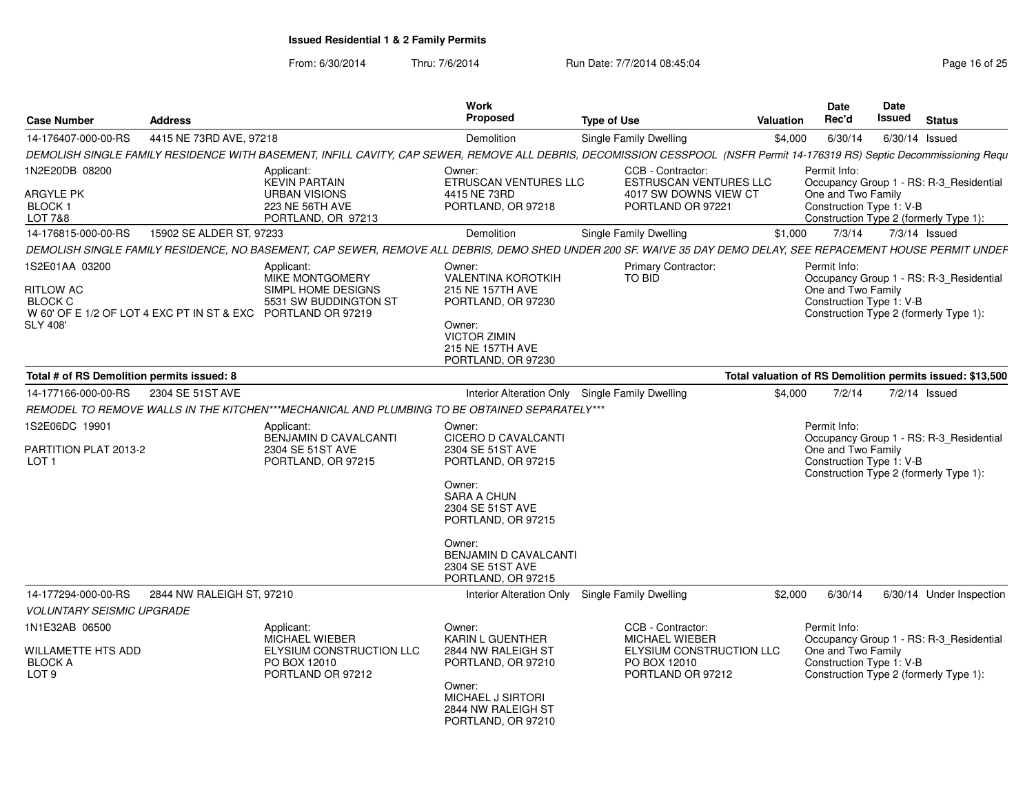## Issued Residential 1 & 2 Family Permits

From: 6/30/2014 Thru: 7/6/2014 Run Date: 7/7/2014 08:45:04

| Case Number | Address | Work Proposed | Type of Use | Valuation | Date Rec'd | Date Issued | Status |
|---|---|---|---|---|---|---|---|
| 14-176407-000-00-RS | 4415 NE 73RD AVE, 97218 | Demolition | Single Family Dwelling | $4,000 | 6/30/14 | 6/30/14 | Issued |

*DEMOLISH SINGLE FAMILY RESIDENCE WITH BASEMENT, INFILL CAVITY, CAP SEWER, REMOVE ALL DEBRIS, DECOMISSION CESSPOOL (NSFR Permit 14-176319 RS) Septic Decommissioning Requ*

1N2E20DB 08200
ARGYLE PK
BLOCK 1
LOT 7&8

Applicant:
KEVIN PARTAIN
URBAN VISIONS
223 NE 56TH AVE
PORTLAND, OR 97213

Owner:
ETRUSCAN VENTURES LLC
4415 NE 73RD
PORTLAND, OR 97218

CCB - Contractor:
ESTRUSCAN VENTURES LLC
4017 SW DOWNS VIEW CT
PORTLAND OR 97221

Permit Info:
Occupancy Group 1 - RS: R-3_Residential One and Two Family
Construction Type 1: V-B
Construction Type 2 (formerly Type 1):

| Case Number | Address | Work Proposed | Type of Use | Valuation | Date Rec'd | Date Issued | Status |
|---|---|---|---|---|---|---|---|
| 14-176815-000-00-RS | 15902 SE ALDER ST, 97233 | Demolition | Single Family Dwelling | $1,000 | 7/3/14 | 7/3/14 | Issued |

*DEMOLISH SINGLE FAMILY RESIDENCE, NO BASEMENT, CAP SEWER, REMOVE ALL DEBRIS, DEMO SHED UNDER 200 SF. WAIVE 35 DAY DEMO DELAY, SEE REPACEMENT HOUSE PERMIT UNDEF*

1S2E01AA 03200
RITLOW AC
BLOCK C
W 60' OF E 1/2 OF LOT 4 EXC PT IN ST & EXC SLY 408'

Applicant:
MIKE MONTGOMERY
SIMPL HOME DESIGNS
5531 SW BUDDINGTON ST
PORTLAND OR 97219

Owner:
VALENTINA KOROTKIH
215 NE 157TH AVE
PORTLAND, OR 97230

Owner:
VICTOR ZIMIN
215 NE 157TH AVE
PORTLAND, OR 97230

Primary Contractor:
TO BID

Permit Info:
Occupancy Group 1 - RS: R-3_Residential One and Two Family
Construction Type 1: V-B
Construction Type 2 (formerly Type 1):

**Total # of RS Demolition permits issued: 8** — **Total valuation of RS Demolition permits issued: $13,500**

| Case Number | Address | Work Proposed | Type of Use | Valuation | Date Rec'd | Date Issued | Status |
|---|---|---|---|---|---|---|---|
| 14-177166-000-00-RS | 2304 SE 51ST AVE | Interior Alteration Only | Single Family Dwelling | $4,000 | 7/2/14 | 7/2/14 | Issued |

*REMODEL TO REMOVE WALLS IN THE KITCHEN\*\*\*MECHANICAL AND PLUMBING TO BE OBTAINED SEPARATELY\*\*\**

1S2E06DC 19901
PARTITION PLAT 2013-2
LOT 1

Applicant:
BENJAMIN D CAVALCANTI
2304 SE 51ST AVE
PORTLAND, OR 97215

Owner:
CICERO D CAVALCANTI
2304 SE 51ST AVE
PORTLAND, OR 97215

Owner:
SARA A CHUN
2304 SE 51ST AVE
PORTLAND, OR 97215

Owner:
BENJAMIN D CAVALCANTI
2304 SE 51ST AVE
PORTLAND, OR 97215

Permit Info:
Occupancy Group 1 - RS: R-3_Residential One and Two Family
Construction Type 1: V-B
Construction Type 2 (formerly Type 1):

| Case Number | Address | Work Proposed | Type of Use | Valuation | Date Rec'd | Date Issued | Status |
|---|---|---|---|---|---|---|---|
| 14-177294-000-00-RS | 2844 NW RALEIGH ST, 97210 | Interior Alteration Only | Single Family Dwelling | $2,000 | 6/30/14 | 6/30/14 | Under Inspection |

*VOLUNTARY SEISMIC UPGRADE*

1N1E32AB 06500
WILLAMETTE HTS ADD
BLOCK A
LOT 9

Applicant:
MICHAEL WIEBER
ELYSIUM CONSTRUCTION LLC
PO BOX 12010
PORTLAND OR 97212

Owner:
KARIN L GUENTHER
2844 NW RALEIGH ST
PORTLAND, OR 97210

Owner:
MICHAEL J SIRTORI
2844 NW RALEIGH ST
PORTLAND, OR 97210

CCB - Contractor:
MICHAEL WIEBER
ELYSIUM CONSTRUCTION LLC
PO BOX 12010
PORTLAND OR 97212

Permit Info:
Occupancy Group 1 - RS: R-3_Residential One and Two Family
Construction Type 1: V-B
Construction Type 2 (formerly Type 1):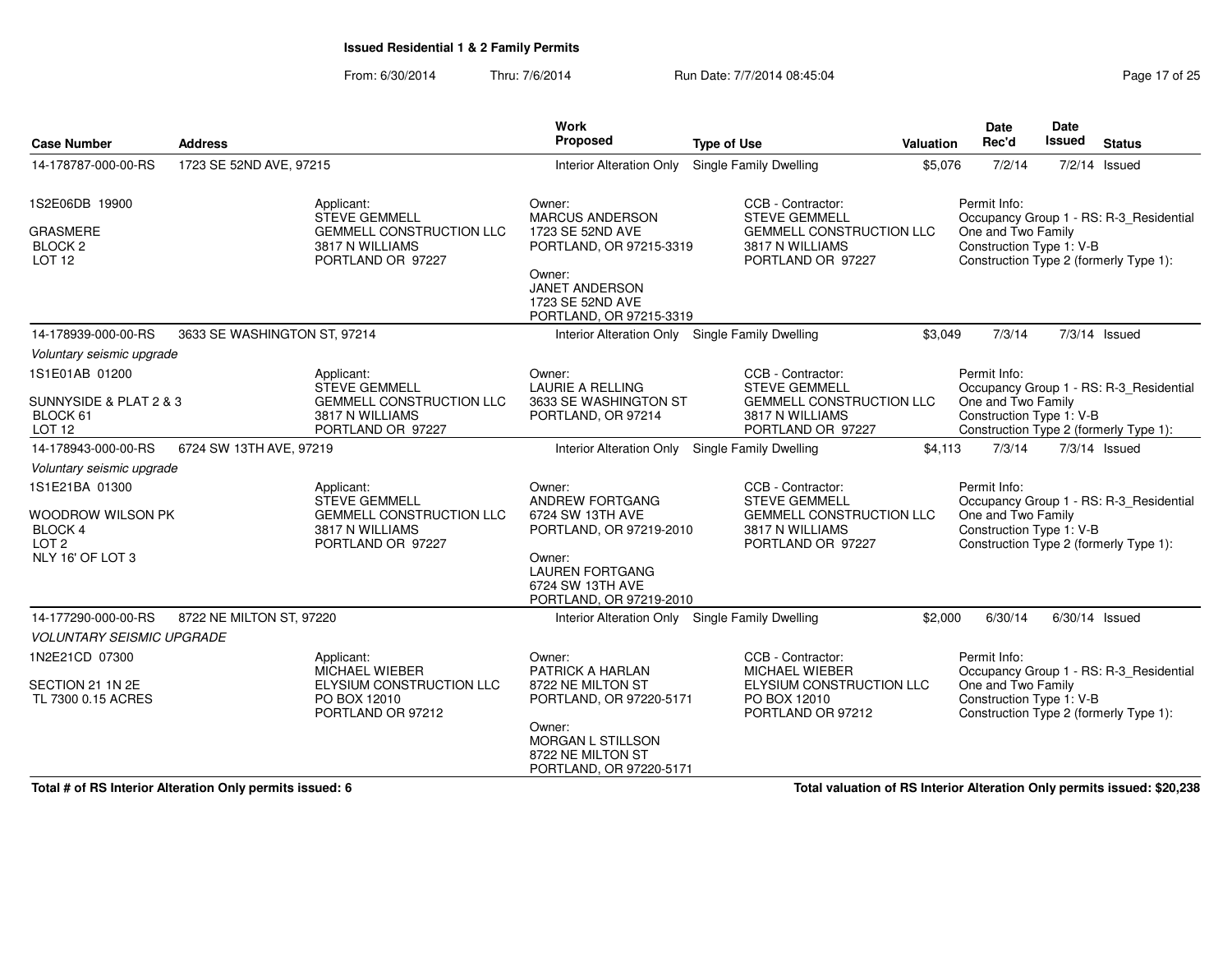## Issued Residential 1 & 2 Family Permits

From: 6/30/2014 Thru: 7/6/2014 Run Date: 7/7/2014 08:45:04

| Case Number | Address | Work Proposed | Type of Use | Valuation | Date Rec'd | Date Issued | Status |
|---|---|---|---|---|---|---|---|
| 14-178787-000-00-RS | 1723 SE 52ND AVE, 97215 | Interior Alteration Only | Single Family Dwelling | $5,076 | 7/2/14 | 7/2/14 | Issued |
| 14-178939-000-00-RS | 3633 SE WASHINGTON ST, 97214 | Interior Alteration Only | Single Family Dwelling | $3,049 | 7/3/14 | 7/3/14 | Issued |
| 14-178943-000-00-RS | 6724 SW 13TH AVE, 97219 | Interior Alteration Only | Single Family Dwelling | $4,113 | 7/3/14 | 7/3/14 | Issued |
| 14-177290-000-00-RS | 8722 NE MILTON ST, 97220 | Interior Alteration Only | Single Family Dwelling | $2,000 | 6/30/14 | 6/30/14 | Issued |

**14-178787-000-00-RS** — 1723 SE 52ND AVE, 97215

1S2E06DB 19900
GRASMERE
BLOCK 2
LOT 12

Applicant:
STEVE GEMMELL
GEMMELL CONSTRUCTION LLC
3817 N WILLIAMS
PORTLAND OR 97227

Owner:
MARCUS ANDERSON
1723 SE 52ND AVE
PORTLAND, OR 97215-3319

Owner:
JANET ANDERSON
1723 SE 52ND AVE
PORTLAND, OR 97215-3319

CCB - Contractor:
STEVE GEMMELL
GEMMELL CONSTRUCTION LLC
3817 N WILLIAMS
PORTLAND OR 97227

Permit Info:
Occupancy Group 1 - RS: R-3_Residential One and Two Family
Construction Type 1: V-B
Construction Type 2 (formerly Type 1):

**14-178939-000-00-RS** — 3633 SE WASHINGTON ST, 97214

*Voluntary seismic upgrade*

1S1E01AB 01200
SUNNYSIDE & PLAT 2 & 3
BLOCK 61
LOT 12

Applicant:
STEVE GEMMELL
GEMMELL CONSTRUCTION LLC
3817 N WILLIAMS
PORTLAND OR 97227

Owner:
LAURIE A RELLING
3633 SE WASHINGTON ST
PORTLAND, OR 97214

CCB - Contractor:
STEVE GEMMELL
GEMMELL CONSTRUCTION LLC
3817 N WILLIAMS
PORTLAND OR 97227

Permit Info:
Occupancy Group 1 - RS: R-3_Residential One and Two Family
Construction Type 1: V-B
Construction Type 2 (formerly Type 1):

**14-178943-000-00-RS** — 6724 SW 13TH AVE, 97219

*Voluntary seismic upgrade*

1S1E21BA 01300
WOODROW WILSON PK
BLOCK 4
LOT 2
NLY 16' OF LOT 3

Applicant:
STEVE GEMMELL
GEMMELL CONSTRUCTION LLC
3817 N WILLIAMS
PORTLAND OR 97227

Owner:
ANDREW FORTGANG
6724 SW 13TH AVE
PORTLAND, OR 97219-2010

Owner:
LAUREN FORTGANG
6724 SW 13TH AVE
PORTLAND, OR 97219-2010

CCB - Contractor:
STEVE GEMMELL
GEMMELL CONSTRUCTION LLC
3817 N WILLIAMS
PORTLAND OR 97227

Permit Info:
Occupancy Group 1 - RS: R-3_Residential One and Two Family
Construction Type 1: V-B
Construction Type 2 (formerly Type 1):

**14-177290-000-00-RS** — 8722 NE MILTON ST, 97220

*VOLUNTARY SEISMIC UPGRADE*

1N2E21CD 07300
SECTION 21 1N 2E
TL 7300 0.15 ACRES

Applicant:
MICHAEL WIEBER
ELYSIUM CONSTRUCTION LLC
PO BOX 12010
PORTLAND OR 97212

Owner:
PATRICK A HARLAN
8722 NE MILTON ST
PORTLAND, OR 97220-5171

Owner:
MORGAN L STILLSON
8722 NE MILTON ST
PORTLAND, OR 97220-5171

CCB - Contractor:
MICHAEL WIEBER
ELYSIUM CONSTRUCTION LLC
PO BOX 12010
PORTLAND OR 97212

Permit Info:
Occupancy Group 1 - RS: R-3_Residential One and Two Family
Construction Type 1: V-B
Construction Type 2 (formerly Type 1):

**Total # of RS Interior Alteration Only permits issued: 6**

**Total valuation of RS Interior Alteration Only permits issued: $20,238**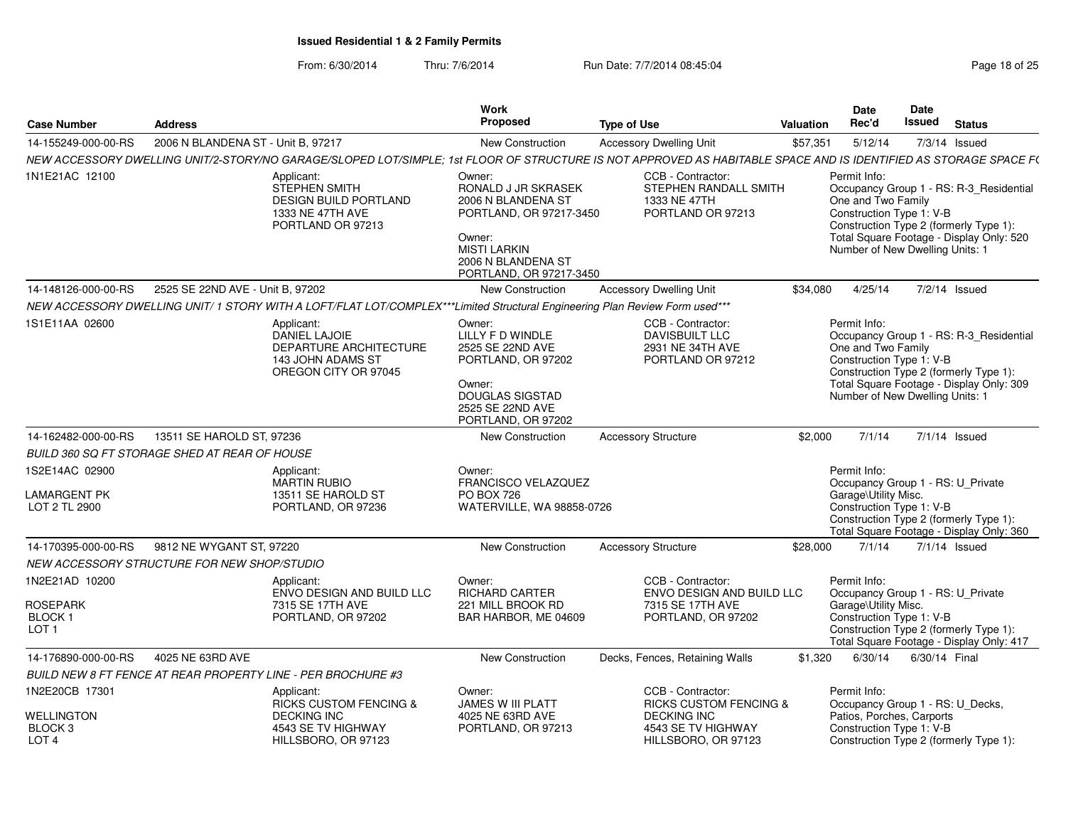**Issued Residential 1 & 2 Family Permits**

From: 6/30/2014 Thru: 7/6/2014 Run Date: 7/7/2014 08:45:04

| Case Number | Address | Work Proposed | Type of Use | Valuation | Date Rec'd | Date Issued | Status |
|---|---|---|---|---|---|---|---|
| 14-155249-000-00-RS | 2006 N BLANDENA ST - Unit B, 97217 | New Construction | Accessory Dwelling Unit | $57,351 | 5/12/14 | 7/3/14 | Issued |

*NEW ACCESSORY DWELLING UNIT/2-STORY/NO GARAGE/SLOPED LOT/SIMPLE; 1st FLOOR OF STRUCTURE IS NOT APPROVED AS HABITABLE SPACE AND IS IDENTIFIED AS STORAGE SPACE F(*

1N1E21AC 12100

Applicant: STEPHEN SMITH, DESIGN BUILD PORTLAND, 1333 NE 47TH AVE, PORTLAND OR 97213

Owner: RONALD J JR SKRASEK, 2006 N BLANDENA ST, PORTLAND, OR 97217-3450

Owner: MISTI LARKIN, 2006 N BLANDENA ST, PORTLAND, OR 97217-3450

CCB - Contractor: STEPHEN RANDALL SMITH, 1333 NE 47TH, PORTLAND OR 97213

Permit Info: Occupancy Group 1 - RS: R-3_Residential One and Two Family; Construction Type 1: V-B; Construction Type 2 (formerly Type 1):; Total Square Footage - Display Only: 520; Number of New Dwelling Units: 1

| Case Number | Address | Work Proposed | Type of Use | Valuation | Date Rec'd | Date Issued | Status |
|---|---|---|---|---|---|---|---|
| 14-148126-000-00-RS | 2525 SE 22ND AVE - Unit B, 97202 | New Construction | Accessory Dwelling Unit | $34,080 | 4/25/14 | 7/2/14 | Issued |

*NEW ACCESSORY DWELLING UNIT/ 1 STORY WITH A LOFT/FLAT LOT/COMPLEX***Limited Structural Engineering Plan Review Form used****

1S1E11AA 02600

Applicant: DANIEL LAJOIE, DEPARTURE ARCHITECTURE, 143 JOHN ADAMS ST, OREGON CITY OR 97045

Owner: LILLY F D WINDLE, 2525 SE 22ND AVE, PORTLAND, OR 97202

Owner: DOUGLAS SIGSTAD, 2525 SE 22ND AVE, PORTLAND, OR 97202

CCB - Contractor: DAVISBUILT LLC, 2931 NE 34TH AVE, PORTLAND OR 97212

Permit Info: Occupancy Group 1 - RS: R-3_Residential One and Two Family; Construction Type 1: V-B; Construction Type 2 (formerly Type 1):; Total Square Footage - Display Only: 309; Number of New Dwelling Units: 1

| Case Number | Address | Work Proposed | Type of Use | Valuation | Date Rec'd | Date Issued | Status |
|---|---|---|---|---|---|---|---|
| 14-162482-000-00-RS | 13511 SE HAROLD ST, 97236 | New Construction | Accessory Structure | $2,000 | 7/1/14 | 7/1/14 | Issued |

*BUILD 360 SQ FT STORAGE SHED AT REAR OF HOUSE*

1S2E14AC 02900; LAMARGENT PK; LOT 2 TL 2900

Applicant: MARTIN RUBIO, 13511 SE HAROLD ST, PORTLAND, OR 97236

Owner: FRANCISCO VELAZQUEZ, PO BOX 726, WATERVILLE, WA 98858-0726

Permit Info: Occupancy Group 1 - RS: U_Private Garage\Utility Misc.; Construction Type 1: V-B; Construction Type 2 (formerly Type 1):; Total Square Footage - Display Only: 360

| Case Number | Address | Work Proposed | Type of Use | Valuation | Date Rec'd | Date Issued | Status |
|---|---|---|---|---|---|---|---|
| 14-170395-000-00-RS | 9812 NE WYGANT ST, 97220 | New Construction | Accessory Structure | $28,000 | 7/1/14 | 7/1/14 | Issued |

*NEW ACCESSORY STRUCTURE FOR NEW SHOP/STUDIO*

1N2E21AD 10200; ROSEPARK; BLOCK 1; LOT 1

Applicant: ENVO DESIGN AND BUILD LLC, 7315 SE 17TH AVE, PORTLAND, OR 97202

Owner: RICHARD CARTER, 221 MILL BROOK RD, BAR HARBOR, ME 04609

CCB - Contractor: ENVO DESIGN AND BUILD LLC, 7315 SE 17TH AVE, PORTLAND, OR 97202

Permit Info: Occupancy Group 1 - RS: U_Private Garage\Utility Misc.; Construction Type 1: V-B; Construction Type 2 (formerly Type 1):; Total Square Footage - Display Only: 417

| Case Number | Address | Work Proposed | Type of Use | Valuation | Date Rec'd | Date Issued | Status |
|---|---|---|---|---|---|---|---|
| 14-176890-000-00-RS | 4025 NE 63RD AVE | New Construction | Decks, Fences, Retaining Walls | $1,320 | 6/30/14 | 6/30/14 | Final |

*BUILD NEW 8 FT FENCE AT REAR PROPERTY LINE - PER BROCHURE #3*

1N2E20CB 17301; WELLINGTON; BLOCK 3; LOT 4

Applicant: RICKS CUSTOM FENCING & DECKING INC, 4543 SE TV HIGHWAY, HILLSBORO, OR 97123

Owner: JAMES W III PLATT, 4025 NE 63RD AVE, PORTLAND, OR 97213

CCB - Contractor: RICKS CUSTOM FENCING & DECKING INC, 4543 SE TV HIGHWAY, HILLSBORO, OR 97123

Permit Info: Occupancy Group 1 - RS: U_Decks, Patios, Porches, Carports; Construction Type 1: V-B; Construction Type 2 (formerly Type 1):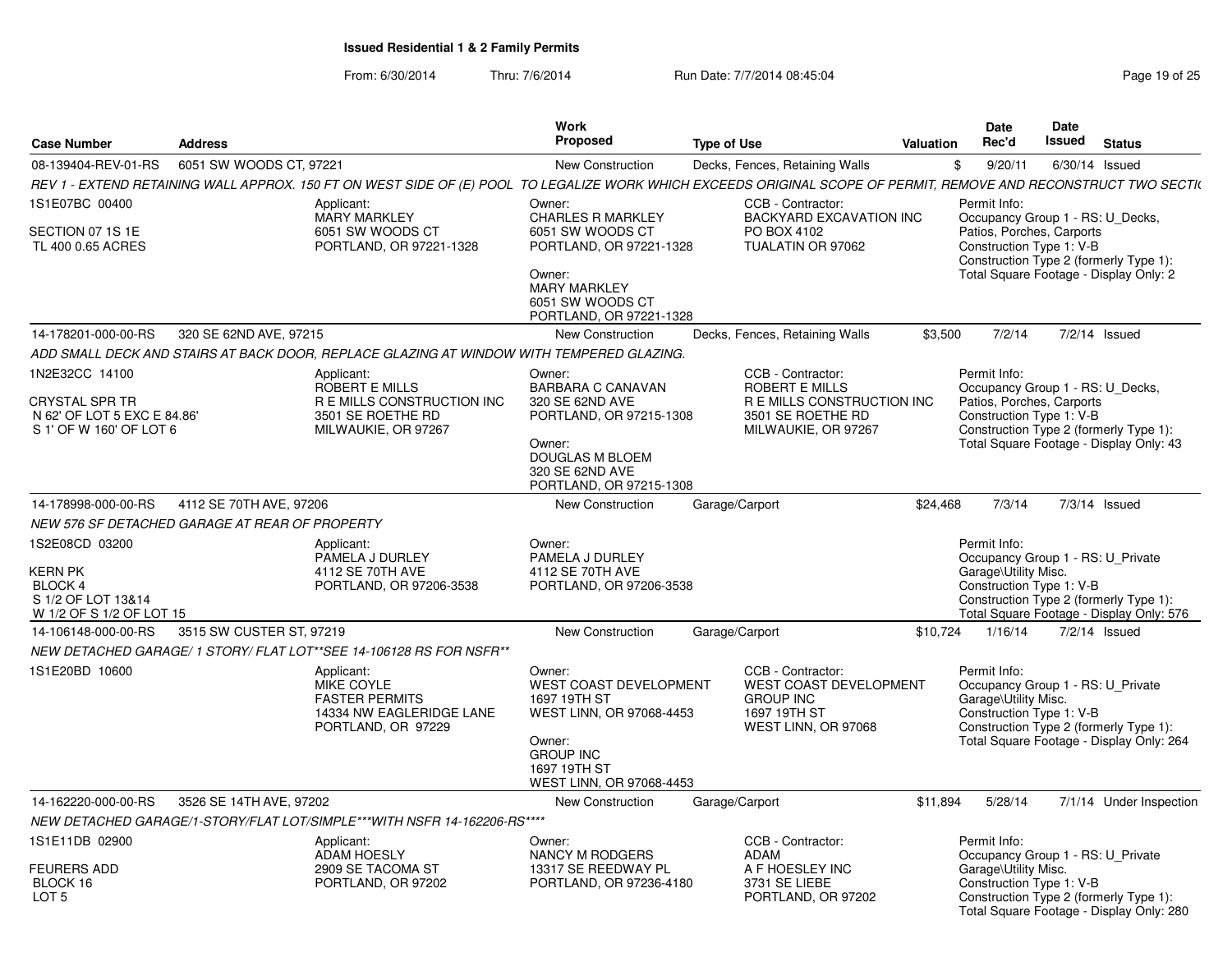**Issued Residential 1 & 2 Family Permits**

From: 6/30/2014 Thru: 7/6/2014 Run Date: 7/7/2014 08:45:04

| Case Number | Address | Work Proposed | Type of Use | Valuation | Date Rec'd | Date Issued | Status |
|---|---|---|---|---|---|---|---|
| 08-139404-REV-01-RS | 6051 SW WOODS CT, 97221 | New Construction | Decks, Fences, Retaining Walls | $ | 9/20/11 | 6/30/14 | Issued |

*REV 1 - EXTEND RETAINING WALL APPROX. 150 FT ON WEST SIDE OF (E) POOL TO LEGALIZE WORK WHICH EXCEEDS ORIGINAL SCOPE OF PERMIT, REMOVE AND RECONSTRUCT TWO SECTI(*

1S1E07BC 00400
SECTION 07 1S 1E
TL 400 0.65 ACRES

Applicant: MARY MARKLEY, 6051 SW WOODS CT, PORTLAND, OR 97221-1328

Owner: CHARLES R MARKLEY, 6051 SW WOODS CT, PORTLAND, OR 97221-1328

Owner: MARY MARKLEY, 6051 SW WOODS CT, PORTLAND, OR 97221-1328

CCB - Contractor: BACKYARD EXCAVATION INC, PO BOX 4102, TUALATIN OR 97062

Permit Info: Occupancy Group 1 - RS: U_Decks, Patios, Porches, Carports; Construction Type 1: V-B; Construction Type 2 (formerly Type 1):; Total Square Footage - Display Only: 2

| Case Number | Address | Work Proposed | Type of Use | Valuation | Date Rec'd | Date Issued | Status |
|---|---|---|---|---|---|---|---|
| 14-178201-000-00-RS | 320 SE 62ND AVE, 97215 | New Construction | Decks, Fences, Retaining Walls | $3,500 | 7/2/14 | 7/2/14 | Issued |

*ADD SMALL DECK AND STAIRS AT BACK DOOR, REPLACE GLAZING AT WINDOW WITH TEMPERED GLAZING.*

1N2E32CC 14100
CRYSTAL SPR TR
N 62' OF LOT 5 EXC E 84.86'
S 1' OF W 160' OF LOT 6

Applicant: ROBERT E MILLS, R E MILLS CONSTRUCTION INC, 3501 SE ROETHE RD, MILWAUKIE, OR 97267

Owner: BARBARA C CANAVAN, 320 SE 62ND AVE, PORTLAND, OR 97215-1308

Owner: DOUGLAS M BLOEM, 320 SE 62ND AVE, PORTLAND, OR 97215-1308

CCB - Contractor: ROBERT E MILLS, R E MILLS CONSTRUCTION INC, 3501 SE ROETHE RD, MILWAUKIE, OR 97267

Permit Info: Occupancy Group 1 - RS: U_Decks, Patios, Porches, Carports; Construction Type 1: V-B; Construction Type 2 (formerly Type 1):; Total Square Footage - Display Only: 43

| Case Number | Address | Work Proposed | Type of Use | Valuation | Date Rec'd | Date Issued | Status |
|---|---|---|---|---|---|---|---|
| 14-178998-000-00-RS | 4112 SE 70TH AVE, 97206 | New Construction | Garage/Carport | $24,468 | 7/3/14 | 7/3/14 | Issued |

*NEW 576 SF DETACHED GARAGE AT REAR OF PROPERTY*

1S2E08CD 03200
KERN PK
BLOCK 4
S 1/2 OF LOT 13&14
W 1/2 OF S 1/2 OF LOT 15

Applicant: PAMELA J DURLEY, 4112 SE 70TH AVE, PORTLAND, OR 97206-3538

Owner: PAMELA J DURLEY, 4112 SE 70TH AVE, PORTLAND, OR 97206-3538

Permit Info: Occupancy Group 1 - RS: U_Private Garage\Utility Misc.; Construction Type 1: V-B; Construction Type 2 (formerly Type 1):; Total Square Footage - Display Only: 576

| Case Number | Address | Work Proposed | Type of Use | Valuation | Date Rec'd | Date Issued | Status |
|---|---|---|---|---|---|---|---|
| 14-106148-000-00-RS | 3515 SW CUSTER ST, 97219 | New Construction | Garage/Carport | $10,724 | 1/16/14 | 7/2/14 | Issued |

*NEW DETACHED GARAGE/ 1 STORY/ FLAT LOT**SEE 14-106128 RS FOR NSFR***

1S1E20BD 10600

Applicant: MIKE COYLE, FASTER PERMITS, 14334 NW EAGLERIDGE LANE, PORTLAND, OR 97229

Owner: WEST COAST DEVELOPMENT, 1697 19TH ST, WEST LINN, OR 97068-4453

Owner: GROUP INC, 1697 19TH ST, WEST LINN, OR 97068-4453

CCB - Contractor: WEST COAST DEVELOPMENT GROUP INC, 1697 19TH ST, WEST LINN, OR 97068

Permit Info: Occupancy Group 1 - RS: U_Private Garage\Utility Misc.; Construction Type 1: V-B; Construction Type 2 (formerly Type 1):; Total Square Footage - Display Only: 264

| Case Number | Address | Work Proposed | Type of Use | Valuation | Date Rec'd | Date Issued | Status |
|---|---|---|---|---|---|---|---|
| 14-162220-000-00-RS | 3526 SE 14TH AVE, 97202 | New Construction | Garage/Carport | $11,894 | 5/28/14 | 7/1/14 | Under Inspection |

*NEW DETACHED GARAGE/1-STORY/FLAT LOT/SIMPLE***WITH NSFR 14-162206-RS*****

1S1E11DB 02900
FEURERS ADD
BLOCK 16
LOT 5

Applicant: ADAM HOESLY, 2909 SE TACOMA ST, PORTLAND, OR 97202

Owner: NANCY M RODGERS, 13317 SE REEDWAY PL, PORTLAND, OR 97236-4180

CCB - Contractor: ADAM, A F HOESLEY INC, 3731 SE LIEBE, PORTLAND, OR 97202

Permit Info: Occupancy Group 1 - RS: U_Private Garage\Utility Misc.; Construction Type 1: V-B; Construction Type 2 (formerly Type 1):; Total Square Footage - Display Only: 280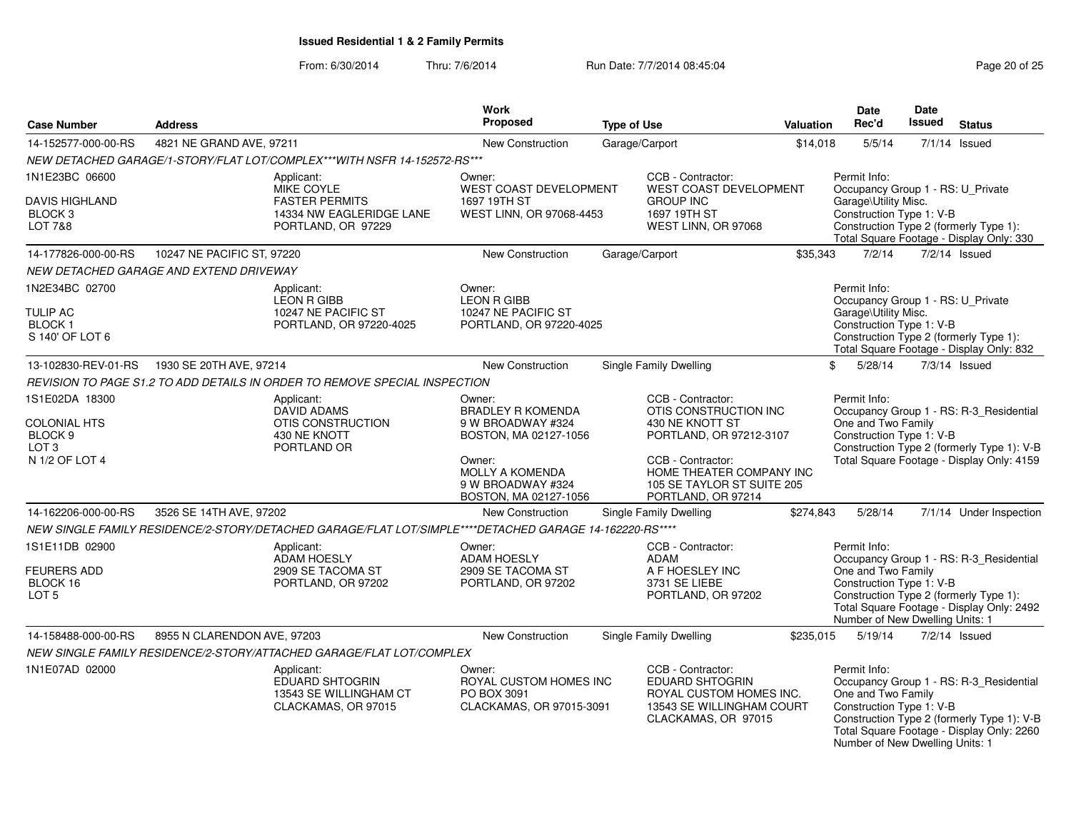**Issued Residential 1 & 2 Family Permits**

From: 6/30/2014 Thru: 7/6/2014 Run Date: 7/7/2014 08:45:04

| Case Number | Address | Work Proposed | Type of Use | Valuation | Date Rec'd | Date Issued | Status |
|---|---|---|---|---|---|---|---|
| 14-152577-000-00-RS | 4821 NE GRAND AVE, 97211 | New Construction | Garage/Carport | $14,018 | 5/5/14 | 7/1/14 | Issued |
| 14-177826-000-00-RS | 10247 NE PACIFIC ST, 97220 | New Construction | Garage/Carport | $35,343 | 7/2/14 | 7/2/14 | Issued |
| 13-102830-REV-01-RS | 1930 SE 20TH AVE, 97214 | New Construction | Single Family Dwelling | $ | 5/28/14 | 7/3/14 | Issued |
| 14-162206-000-00-RS | 3526 SE 14TH AVE, 97202 | New Construction | Single Family Dwelling | $274,843 | 5/28/14 | 7/1/14 | Under Inspection |
| 14-158488-000-00-RS | 8955 N CLARENDON AVE, 97203 | New Construction | Single Family Dwelling | $235,015 | 5/19/14 | 7/2/14 | Issued |

**14-152577-000-00-RS** — 4821 NE GRAND AVE, 97211

*NEW DETACHED GARAGE/1-STORY/FLAT LOT/COMPLEX***WITH NSFR 14-152572-RS****

1N1E23BC 06600
DAVIS HIGHLAND
BLOCK 3
LOT 7&8

Applicant: MIKE COYLE, FASTER PERMITS, 14334 NW EAGLERIDGE LANE, PORTLAND, OR 97229

Owner: WEST COAST DEVELOPMENT, 1697 19TH ST, WEST LINN, OR 97068-4453

CCB - Contractor: WEST COAST DEVELOPMENT GROUP INC, 1697 19TH ST, WEST LINN, OR 97068

Permit Info: Occupancy Group 1 - RS: U_Private Garage\Utility Misc.; Construction Type 1: V-B; Construction Type 2 (formerly Type 1):; Total Square Footage - Display Only: 330

**14-177826-000-00-RS** — 10247 NE PACIFIC ST, 97220

*NEW DETACHED GARAGE AND EXTEND DRIVEWAY*

1N2E34BC 02700
TULIP AC
BLOCK 1
S 140' OF LOT 6

Applicant: LEON R GIBB, 10247 NE PACIFIC ST, PORTLAND, OR 97220-4025

Owner: LEON R GIBB, 10247 NE PACIFIC ST, PORTLAND, OR 97220-4025

Permit Info: Occupancy Group 1 - RS: U_Private Garage\Utility Misc.; Construction Type 1: V-B; Construction Type 2 (formerly Type 1):; Total Square Footage - Display Only: 832

**13-102830-REV-01-RS** — 1930 SE 20TH AVE, 97214

*REVISION TO PAGE S1.2 TO ADD DETAILS IN ORDER TO REMOVE SPECIAL INSPECTION*

1S1E02DA 18300
COLONIAL HTS
BLOCK 9
LOT 3
N 1/2 OF LOT 4

Applicant: DAVID ADAMS, OTIS CONSTRUCTION, 430 NE KNOTT, PORTLAND OR

Owner: BRADLEY R KOMENDA, 9 W BROADWAY #324, BOSTON, MA 02127-1056

Owner: MOLLY A KOMENDA, 9 W BROADWAY #324, BOSTON, MA 02127-1056

CCB - Contractor: OTIS CONSTRUCTION INC, 430 NE KNOTT ST, PORTLAND, OR 97212-3107

CCB - Contractor: HOME THEATER COMPANY INC, 105 SE TAYLOR ST SUITE 205, PORTLAND, OR 97214

Permit Info: Occupancy Group 1 - RS: R-3_Residential One and Two Family; Construction Type 1: V-B; Construction Type 2 (formerly Type 1): V-B; Total Square Footage - Display Only: 4159

**14-162206-000-00-RS** — 3526 SE 14TH AVE, 97202

*NEW SINGLE FAMILY RESIDENCE/2-STORY/DETACHED GARAGE/FLAT LOT/SIMPLE****DETACHED GARAGE 14-162220-RS*****

1S1E11DB 02900
FEURERS ADD
BLOCK 16
LOT 5

Applicant: ADAM HOESLY, 2909 SE TACOMA ST, PORTLAND, OR 97202

Owner: ADAM HOESLY, 2909 SE TACOMA ST, PORTLAND, OR 97202

CCB - Contractor: ADAM, A F HOESLEY INC, 3731 SE LIEBE, PORTLAND, OR 97202

Permit Info: Occupancy Group 1 - RS: R-3_Residential One and Two Family; Construction Type 1: V-B; Construction Type 2 (formerly Type 1):; Total Square Footage - Display Only: 2492; Number of New Dwelling Units: 1

**14-158488-000-00-RS** — 8955 N CLARENDON AVE, 97203

*NEW SINGLE FAMILY RESIDENCE/2-STORY/ATTACHED GARAGE/FLAT LOT/COMPLEX*

1N1E07AD 02000

Applicant: EDUARD SHTOGRIN, 13543 SE WILLINGHAM CT, CLACKAMAS, OR 97015

Owner: ROYAL CUSTOM HOMES INC, PO BOX 3091, CLACKAMAS, OR 97015-3091

CCB - Contractor: EDUARD SHTOGRIN, ROYAL CUSTOM HOMES INC., 13543 SE WILLINGHAM COURT, CLACKAMAS, OR 97015

Permit Info: Occupancy Group 1 - RS: R-3_Residential One and Two Family; Construction Type 1: V-B; Construction Type 2 (formerly Type 1): V-B; Total Square Footage - Display Only: 2260; Number of New Dwelling Units: 1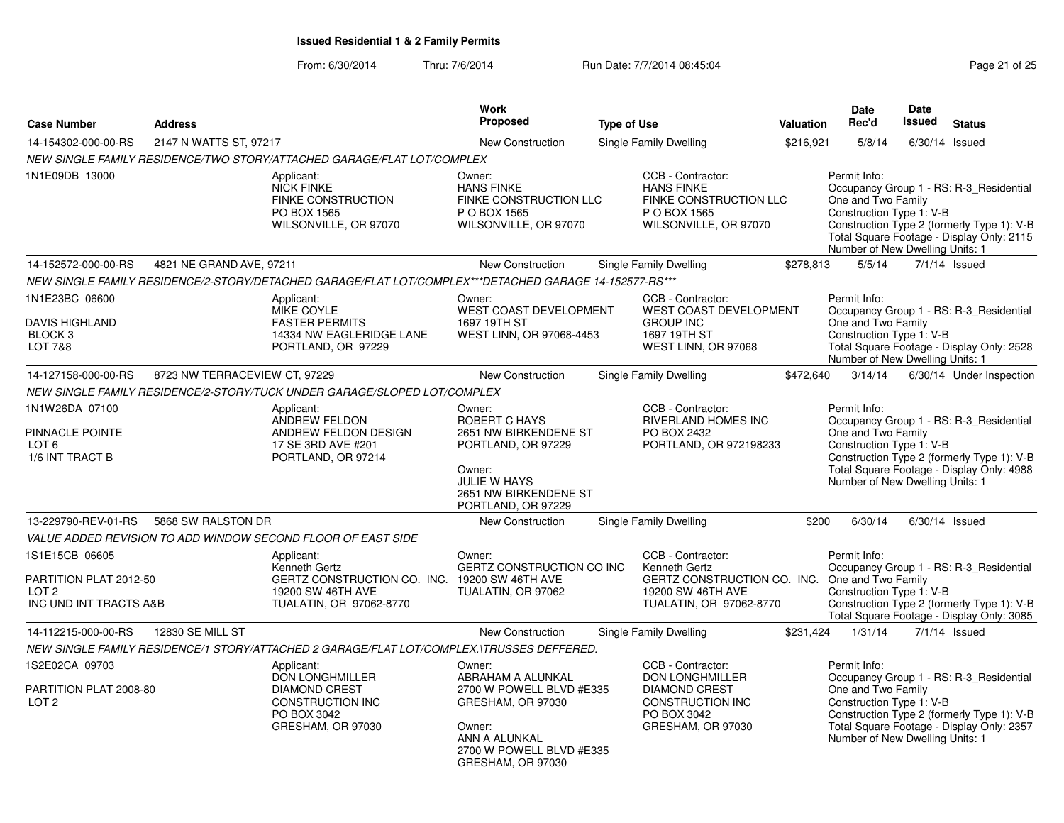**Issued Residential 1 & 2 Family Permits**

From: 6/30/2014 Thru: 7/6/2014 Run Date: 7/7/2014 08:45:04

| Case Number | Address | Work Proposed | Type of Use | Valuation | Date Rec'd | Date Issued | Status |
|---|---|---|---|---|---|---|---|
| 14-154302-000-00-RS | 2147 N WATTS ST, 97217 | New Construction | Single Family Dwelling | $216,921 | 5/8/14 | 6/30/14 | Issued |

*NEW SINGLE FAMILY RESIDENCE/TWO STORY/ATTACHED GARAGE/FLAT LOT/COMPLEX*

1N1E09DB 13000

Applicant:
NICK FINKE
FINKE CONSTRUCTION
PO BOX 1565
WILSONVILLE, OR 97070

Owner:
HANS FINKE
FINKE CONSTRUCTION LLC
P O BOX 1565
WILSONVILLE, OR 97070

CCB - Contractor:
HANS FINKE
FINKE CONSTRUCTION LLC
P O BOX 1565
WILSONVILLE, OR 97070

Permit Info:
Occupancy Group 1 - RS: R-3_Residential One and Two Family
Construction Type 1: V-B
Construction Type 2 (formerly Type 1): V-B
Total Square Footage - Display Only: 2115
Number of New Dwelling Units: 1

| Case Number | Address | Work Proposed | Type of Use | Valuation | Date Rec'd | Date Issued | Status |
|---|---|---|---|---|---|---|---|
| 14-152572-000-00-RS | 4821 NE GRAND AVE, 97211 | New Construction | Single Family Dwelling | $278,813 | 5/5/14 | 7/1/14 | Issued |

*NEW SINGLE FAMILY RESIDENCE/2-STORY/DETACHED GARAGE/FLAT LOT/COMPLEX***DETACHED GARAGE 14-152577-RS****

1N1E23BC 06600
DAVIS HIGHLAND
BLOCK 3
LOT 7&8

Applicant:
MIKE COYLE
FASTER PERMITS
14334 NW EAGLERIDGE LANE
PORTLAND, OR 97229

Owner:
WEST COAST DEVELOPMENT
1697 19TH ST
WEST LINN, OR 97068-4453

CCB - Contractor:
WEST COAST DEVELOPMENT GROUP INC
1697 19TH ST
WEST LINN, OR 97068

Permit Info:
Occupancy Group 1 - RS: R-3_Residential One and Two Family
Construction Type 1: V-B
Total Square Footage - Display Only: 2528
Number of New Dwelling Units: 1

| Case Number | Address | Work Proposed | Type of Use | Valuation | Date Rec'd | Date Issued | Status |
|---|---|---|---|---|---|---|---|
| 14-127158-000-00-RS | 8723 NW TERRACEVIEW CT, 97229 | New Construction | Single Family Dwelling | $472,640 | 3/14/14 | 6/30/14 | Under Inspection |

*NEW SINGLE FAMILY RESIDENCE/2-STORY/TUCK UNDER GARAGE/SLOPED LOT/COMPLEX*

1N1W26DA 07100
PINNACLE POINTE
LOT 6
1/6 INT TRACT B

Applicant:
ANDREW FELDON
ANDREW FELDON DESIGN
17 SE 3RD AVE #201
PORTLAND, OR 97214

Owner:
ROBERT C HAYS
2651 NW BIRKENDENE ST
PORTLAND, OR 97229

Owner:
JULIE W HAYS
2651 NW BIRKENDENE ST
PORTLAND, OR 97229

CCB - Contractor:
RIVERLAND HOMES INC
PO BOX 2432
PORTLAND, OR 972198233

Permit Info:
Occupancy Group 1 - RS: R-3_Residential One and Two Family
Construction Type 1: V-B
Construction Type 2 (formerly Type 1): V-B
Total Square Footage - Display Only: 4988
Number of New Dwelling Units: 1

| Case Number | Address | Work Proposed | Type of Use | Valuation | Date Rec'd | Date Issued | Status |
|---|---|---|---|---|---|---|---|
| 13-229790-REV-01-RS | 5868 SW RALSTON DR | New Construction | Single Family Dwelling | $200 | 6/30/14 | 6/30/14 | Issued |

*VALUE ADDED REVISION TO ADD WINDOW SECOND FLOOR OF EAST SIDE*

1S1E15CB 06605
PARTITION PLAT 2012-50
LOT 2
INC UND INT TRACTS A&B

Applicant:
Kenneth Gertz
GERTZ CONSTRUCTION CO. INC.
19200 SW 46TH AVE
TUALATIN, OR 97062-8770

Owner:
GERTZ CONSTRUCTION CO INC
19200 SW 46TH AVE
TUALATIN, OR 97062

CCB - Contractor:
Kenneth Gertz
GERTZ CONSTRUCTION CO. INC.
19200 SW 46TH AVE
TUALATIN, OR 97062-8770

Permit Info:
Occupancy Group 1 - RS: R-3_Residential One and Two Family
Construction Type 1: V-B
Construction Type 2 (formerly Type 1): V-B
Total Square Footage - Display Only: 3085

| Case Number | Address | Work Proposed | Type of Use | Valuation | Date Rec'd | Date Issued | Status |
|---|---|---|---|---|---|---|---|
| 14-112215-000-00-RS | 12830 SE MILL ST | New Construction | Single Family Dwelling | $231,424 | 1/31/14 | 7/1/14 | Issued |

*NEW SINGLE FAMILY RESIDENCE/1 STORY/ATTACHED 2 GARAGE/FLAT LOT/COMPLEX.\TRUSSES DEFFERED.*

1S2E02CA 09703
PARTITION PLAT 2008-80
LOT 2

Applicant:
DON LONGHMILLER
DIAMOND CREST CONSTRUCTION INC
PO BOX 3042
GRESHAM, OR 97030

Owner:
ABRAHAM A ALUNKAL
2700 W POWELL BLVD #E335
GRESHAM, OR 97030

Owner:
ANN A ALUNKAL
2700 W POWELL BLVD #E335
GRESHAM, OR 97030

CCB - Contractor:
DON LONGHMILLER
DIAMOND CREST CONSTRUCTION INC
PO BOX 3042
GRESHAM, OR 97030

Permit Info:
Occupancy Group 1 - RS: R-3_Residential One and Two Family
Construction Type 1: V-B
Construction Type 2 (formerly Type 1): V-B
Total Square Footage - Display Only: 2357
Number of New Dwelling Units: 1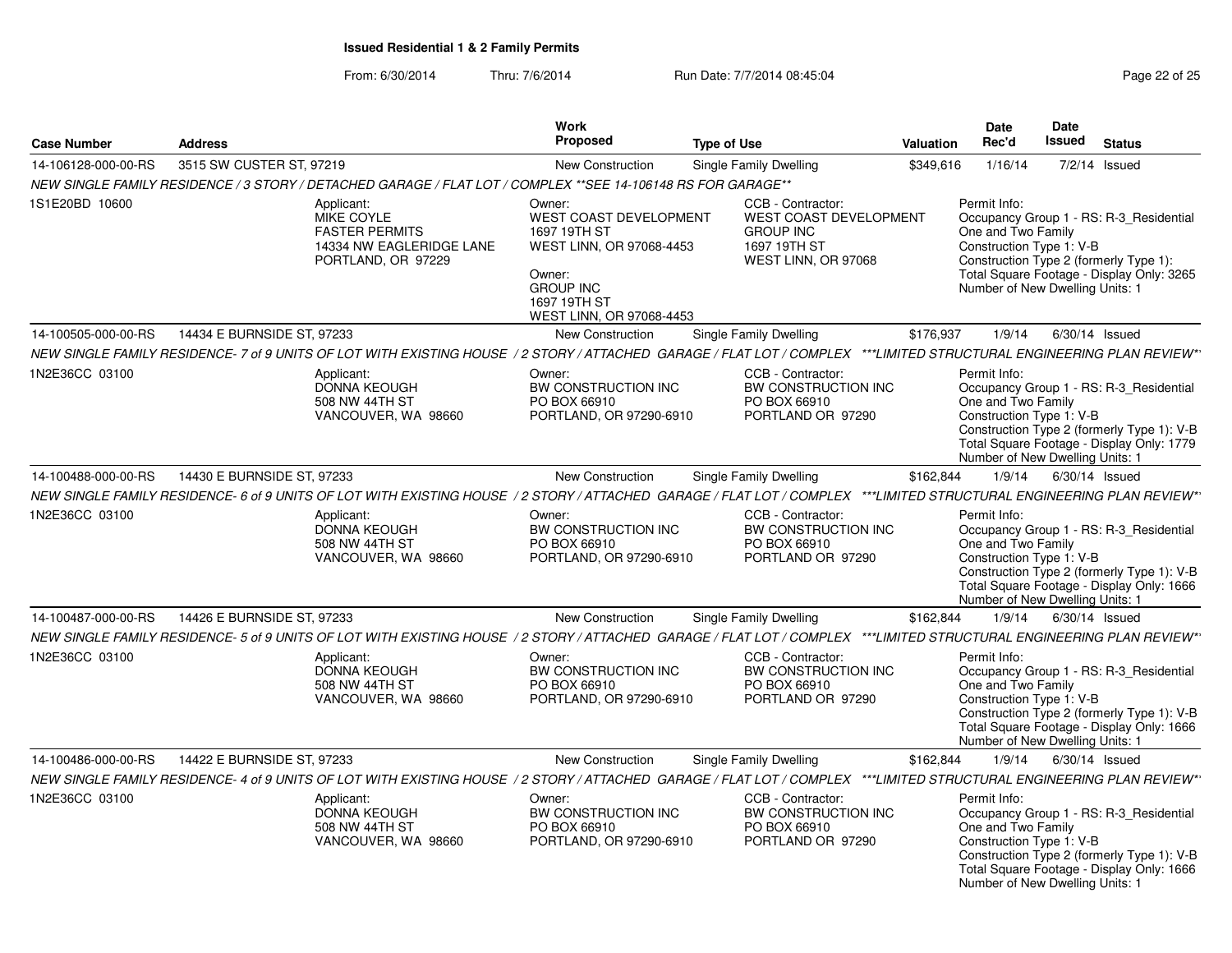**Issued Residential 1 & 2 Family Permits**

From: 6/30/2014 Thru: 7/6/2014 Run Date: 7/7/2014 08:45:04

| Case Number | Address | Work Proposed | Type of Use | Valuation | Date Rec'd | Date Issued | Status |
|---|---|---|---|---|---|---|---|
| 14-106128-000-00-RS | 3515 SW CUSTER ST, 97219 | New Construction | Single Family Dwelling | $349,616 | 1/16/14 | 7/2/14 | Issued |

*NEW SINGLE FAMILY RESIDENCE / 3 STORY / DETACHED GARAGE / FLAT LOT / COMPLEX **SEE 14-106148 RS FOR GARAGE***

1S1E20BD 10600

Applicant:
MIKE COYLE
FASTER PERMITS
14334 NW EAGLERIDGE LANE
PORTLAND, OR 97229

Owner:
WEST COAST DEVELOPMENT
1697 19TH ST
WEST LINN, OR 97068-4453

Owner:
GROUP INC
1697 19TH ST
WEST LINN, OR 97068-4453

CCB - Contractor:
WEST COAST DEVELOPMENT
GROUP INC
1697 19TH ST
WEST LINN, OR 97068

Permit Info:
Occupancy Group 1 - RS: R-3_Residential One and Two Family
Construction Type 1: V-B
Construction Type 2 (formerly Type 1):
Total Square Footage - Display Only: 3265
Number of New Dwelling Units: 1

| Case Number | Address | Work Proposed | Type of Use | Valuation | Date Rec'd | Date Issued | Status |
|---|---|---|---|---|---|---|---|
| 14-100505-000-00-RS | 14434 E BURNSIDE ST, 97233 | New Construction | Single Family Dwelling | $176,937 | 1/9/14 | 6/30/14 | Issued |

*NEW SINGLE FAMILY RESIDENCE- 7 of 9 UNITS OF LOT WITH EXISTING HOUSE / 2 STORY / ATTACHED GARAGE / FLAT LOT / COMPLEX ***LIMITED STRUCTURAL ENGINEERING PLAN REVIEW**

1N2E36CC 03100

Applicant:
DONNA KEOUGH
508 NW 44TH ST
VANCOUVER, WA 98660

Owner:
BW CONSTRUCTION INC
PO BOX 66910
PORTLAND, OR 97290-6910

CCB - Contractor:
BW CONSTRUCTION INC
PO BOX 66910
PORTLAND OR 97290

Permit Info:
Occupancy Group 1 - RS: R-3_Residential One and Two Family
Construction Type 1: V-B
Construction Type 2 (formerly Type 1): V-B
Total Square Footage - Display Only: 1779
Number of New Dwelling Units: 1

| Case Number | Address | Work Proposed | Type of Use | Valuation | Date Rec'd | Date Issued | Status |
|---|---|---|---|---|---|---|---|
| 14-100488-000-00-RS | 14430 E BURNSIDE ST, 97233 | New Construction | Single Family Dwelling | $162,844 | 1/9/14 | 6/30/14 | Issued |

*NEW SINGLE FAMILY RESIDENCE- 6 of 9 UNITS OF LOT WITH EXISTING HOUSE / 2 STORY / ATTACHED GARAGE / FLAT LOT / COMPLEX ***LIMITED STRUCTURAL ENGINEERING PLAN REVIEW**

1N2E36CC 03100

Applicant:
DONNA KEOUGH
508 NW 44TH ST
VANCOUVER, WA 98660

Owner:
BW CONSTRUCTION INC
PO BOX 66910
PORTLAND, OR 97290-6910

CCB - Contractor:
BW CONSTRUCTION INC
PO BOX 66910
PORTLAND OR 97290

Permit Info:
Occupancy Group 1 - RS: R-3_Residential One and Two Family
Construction Type 1: V-B
Construction Type 2 (formerly Type 1): V-B
Total Square Footage - Display Only: 1666
Number of New Dwelling Units: 1

| Case Number | Address | Work Proposed | Type of Use | Valuation | Date Rec'd | Date Issued | Status |
|---|---|---|---|---|---|---|---|
| 14-100487-000-00-RS | 14426 E BURNSIDE ST, 97233 | New Construction | Single Family Dwelling | $162,844 | 1/9/14 | 6/30/14 | Issued |

*NEW SINGLE FAMILY RESIDENCE- 5 of 9 UNITS OF LOT WITH EXISTING HOUSE / 2 STORY / ATTACHED GARAGE / FLAT LOT / COMPLEX ***LIMITED STRUCTURAL ENGINEERING PLAN REVIEW**

1N2E36CC 03100

Applicant:
DONNA KEOUGH
508 NW 44TH ST
VANCOUVER, WA 98660

Owner:
BW CONSTRUCTION INC
PO BOX 66910
PORTLAND, OR 97290-6910

CCB - Contractor:
BW CONSTRUCTION INC
PO BOX 66910
PORTLAND OR 97290

Permit Info:
Occupancy Group 1 - RS: R-3_Residential One and Two Family
Construction Type 1: V-B
Construction Type 2 (formerly Type 1): V-B
Total Square Footage - Display Only: 1666
Number of New Dwelling Units: 1

| Case Number | Address | Work Proposed | Type of Use | Valuation | Date Rec'd | Date Issued | Status |
|---|---|---|---|---|---|---|---|
| 14-100486-000-00-RS | 14422 E BURNSIDE ST, 97233 | New Construction | Single Family Dwelling | $162,844 | 1/9/14 | 6/30/14 | Issued |

*NEW SINGLE FAMILY RESIDENCE- 4 of 9 UNITS OF LOT WITH EXISTING HOUSE / 2 STORY / ATTACHED GARAGE / FLAT LOT / COMPLEX ***LIMITED STRUCTURAL ENGINEERING PLAN REVIEW**

1N2E36CC 03100

Applicant:
DONNA KEOUGH
508 NW 44TH ST
VANCOUVER, WA 98660

Owner:
BW CONSTRUCTION INC
PO BOX 66910
PORTLAND, OR 97290-6910

CCB - Contractor:
BW CONSTRUCTION INC
PO BOX 66910
PORTLAND OR 97290

Permit Info:
Occupancy Group 1 - RS: R-3_Residential One and Two Family
Construction Type 1: V-B
Construction Type 2 (formerly Type 1): V-B
Total Square Footage - Display Only: 1666
Number of New Dwelling Units: 1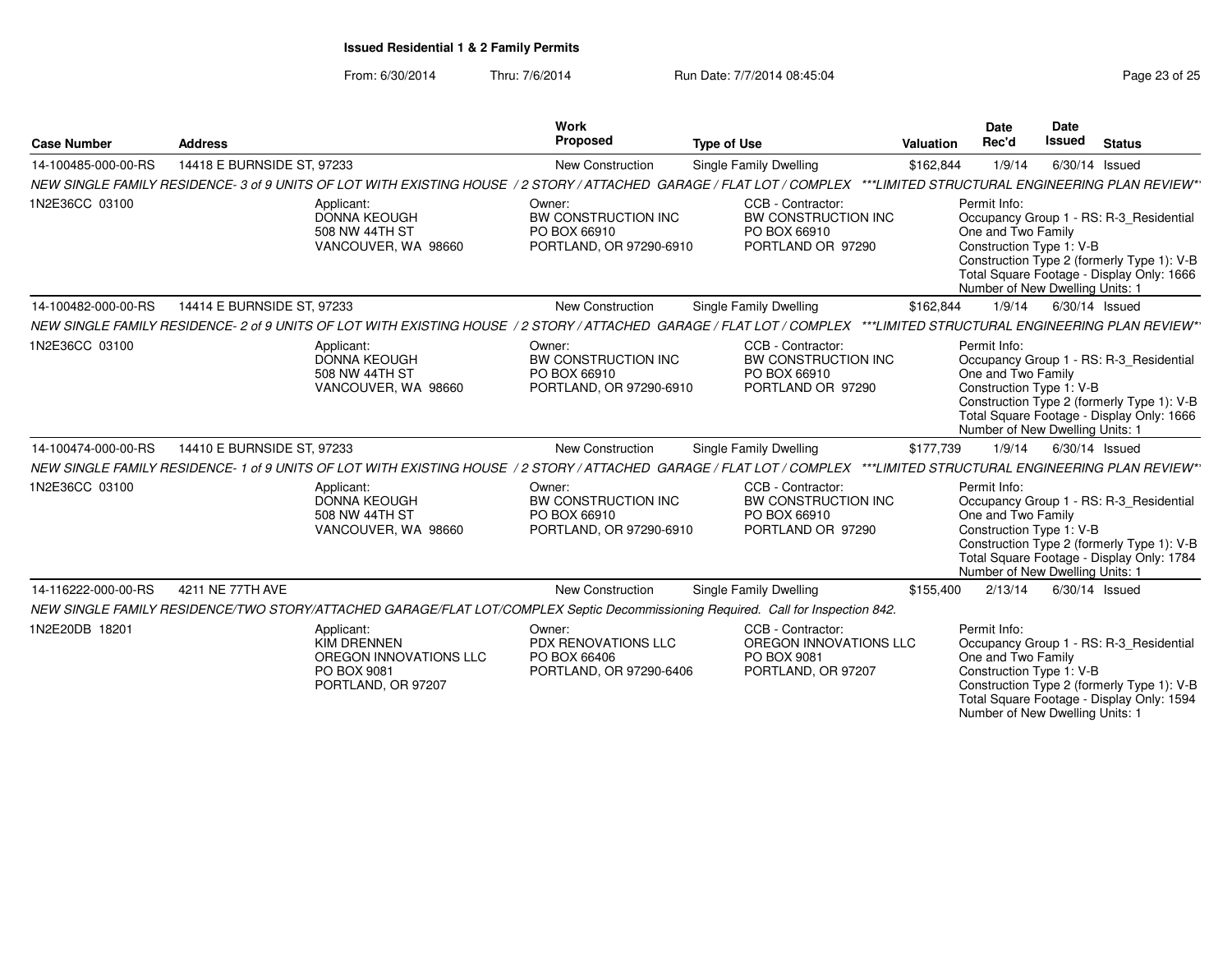**Issued Residential 1 & 2 Family Permits**

From: 6/30/2014 Thru: 7/6/2014 Run Date: 7/7/2014 08:45:04

| Case Number | Address | Work Proposed | Type of Use | Valuation | Date Rec'd | Date Issued | Status |
|---|---|---|---|---|---|---|---|
| 14-100485-000-00-RS | 14418 E BURNSIDE ST, 97233 | New Construction | Single Family Dwelling | $162,844 | 1/9/14 | 6/30/14 | Issued |

NEW SINGLE FAMILY RESIDENCE- 3 of 9 UNITS OF LOT WITH EXISTING HOUSE / 2 STORY / ATTACHED GARAGE / FLAT LOT / COMPLEX ***LIMITED STRUCTURAL ENGINEERING PLAN REVIEW**

1N2E36CC 03100

Applicant: DONNA KEOUGH, 508 NW 44TH ST, VANCOUVER, WA 98660

Owner: BW CONSTRUCTION INC, PO BOX 66910, PORTLAND, OR 97290-6910

CCB - Contractor: BW CONSTRUCTION INC, PO BOX 66910, PORTLAND OR 97290

Permit Info:
Occupancy Group 1 - RS: R-3_Residential One and Two Family
Construction Type 1: V-B
Construction Type 2 (formerly Type 1): V-B
Total Square Footage - Display Only: 1666
Number of New Dwelling Units: 1

| Case Number | Address | Work Proposed | Type of Use | Valuation | Date Rec'd | Date Issued | Status |
|---|---|---|---|---|---|---|---|
| 14-100482-000-00-RS | 14414 E BURNSIDE ST, 97233 | New Construction | Single Family Dwelling | $162,844 | 1/9/14 | 6/30/14 | Issued |

NEW SINGLE FAMILY RESIDENCE- 2 of 9 UNITS OF LOT WITH EXISTING HOUSE / 2 STORY / ATTACHED GARAGE / FLAT LOT / COMPLEX ***LIMITED STRUCTURAL ENGINEERING PLAN REVIEW**

1N2E36CC 03100

Applicant: DONNA KEOUGH, 508 NW 44TH ST, VANCOUVER, WA 98660

Owner: BW CONSTRUCTION INC, PO BOX 66910, PORTLAND, OR 97290-6910

CCB - Contractor: BW CONSTRUCTION INC, PO BOX 66910, PORTLAND OR 97290

Permit Info:
Occupancy Group 1 - RS: R-3_Residential One and Two Family
Construction Type 1: V-B
Construction Type 2 (formerly Type 1): V-B
Total Square Footage - Display Only: 1666
Number of New Dwelling Units: 1

| Case Number | Address | Work Proposed | Type of Use | Valuation | Date Rec'd | Date Issued | Status |
|---|---|---|---|---|---|---|---|
| 14-100474-000-00-RS | 14410 E BURNSIDE ST, 97233 | New Construction | Single Family Dwelling | $177,739 | 1/9/14 | 6/30/14 | Issued |

NEW SINGLE FAMILY RESIDENCE- 1 of 9 UNITS OF LOT WITH EXISTING HOUSE / 2 STORY / ATTACHED GARAGE / FLAT LOT / COMPLEX ***LIMITED STRUCTURAL ENGINEERING PLAN REVIEW**

1N2E36CC 03100

Applicant: DONNA KEOUGH, 508 NW 44TH ST, VANCOUVER, WA 98660

Owner: BW CONSTRUCTION INC, PO BOX 66910, PORTLAND, OR 97290-6910

CCB - Contractor: BW CONSTRUCTION INC, PO BOX 66910, PORTLAND OR 97290

Permit Info:
Occupancy Group 1 - RS: R-3_Residential One and Two Family
Construction Type 1: V-B
Construction Type 2 (formerly Type 1): V-B
Total Square Footage - Display Only: 1784
Number of New Dwelling Units: 1

| Case Number | Address | Work Proposed | Type of Use | Valuation | Date Rec'd | Date Issued | Status |
|---|---|---|---|---|---|---|---|
| 14-116222-000-00-RS | 4211 NE 77TH AVE | New Construction | Single Family Dwelling | $155,400 | 2/13/14 | 6/30/14 | Issued |

NEW SINGLE FAMILY RESIDENCE/TWO STORY/ATTACHED GARAGE/FLAT LOT/COMPLEX Septic Decommissioning Required. Call for Inspection 842.

1N2E20DB 18201

Applicant: KIM DRENNEN, OREGON INNOVATIONS LLC, PO BOX 9081, PORTLAND, OR 97207

Owner: PDX RENOVATIONS LLC, PO BOX 66406, PORTLAND, OR 97290-6406

CCB - Contractor: OREGON INNOVATIONS LLC, PO BOX 9081, PORTLAND, OR 97207

Permit Info:
Occupancy Group 1 - RS: R-3_Residential One and Two Family
Construction Type 1: V-B
Construction Type 2 (formerly Type 1): V-B
Total Square Footage - Display Only: 1594
Number of New Dwelling Units: 1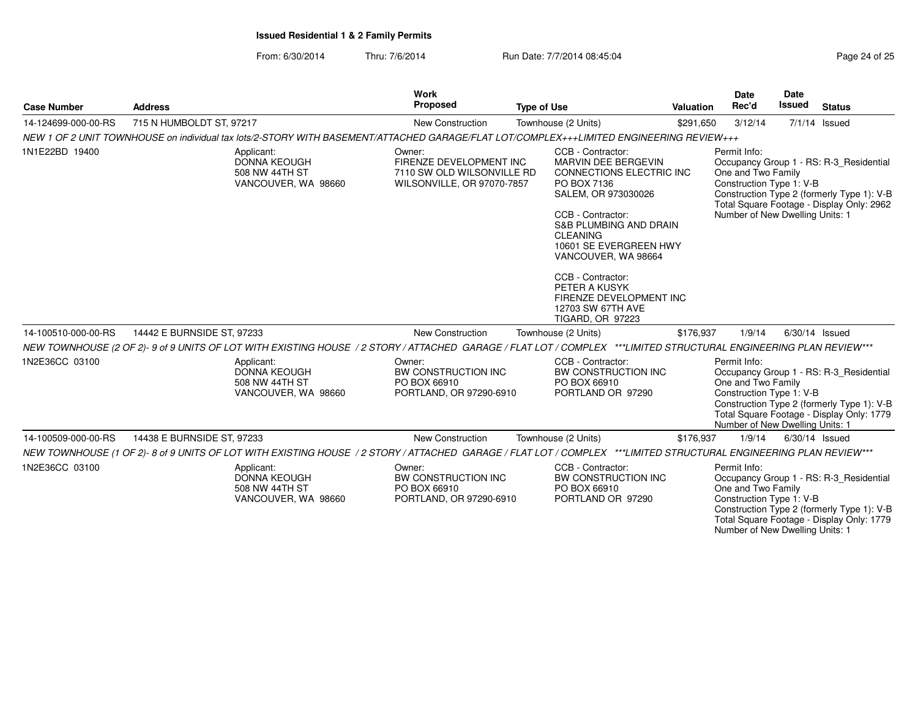**Issued Residential 1 & 2 Family Permits**

From: 6/30/2014 Thru: 7/6/2014 Run Date: 7/7/2014 08:45:04

| Case Number | Address | Work Proposed | Type of Use | Valuation | Date Rec'd | Date Issued | Status |
|---|---|---|---|---|---|---|---|
| 14-124699-000-00-RS | 715 N HUMBOLDT ST, 97217 | New Construction | Townhouse (2 Units) | $291,650 | 3/12/14 | 7/1/14 | Issued |

*NEW 1 OF 2 UNIT TOWNHOUSE on individual tax lots/2-STORY WITH BASEMENT/ATTACHED GARAGE/FLAT LOT/COMPLEX+++LIMITED ENGINEERING REVIEW+++*

1N1E22BD 19400

Applicant:
DONNA KEOUGH
508 NW 44TH ST
VANCOUVER, WA 98660

Owner:
FIRENZE DEVELOPMENT INC
7110 SW OLD WILSONVILLE RD
WILSONVILLE, OR 97070-7857

CCB - Contractor:
MARVIN DEE BERGEVIN
CONNECTIONS ELECTRIC INC
PO BOX 7136
SALEM, OR 973030026

CCB - Contractor:
S&B PLUMBING AND DRAIN CLEANING
10601 SE EVERGREEN HWY
VANCOUVER, WA 98664

CCB - Contractor:
PETER A KUSYK
FIRENZE DEVELOPMENT INC
12703 SW 67TH AVE
TIGARD, OR 97223

Permit Info:
Occupancy Group 1 - RS: R-3_Residential One and Two Family
Construction Type 1: V-B
Construction Type 2 (formerly Type 1): V-B
Total Square Footage - Display Only: 2962
Number of New Dwelling Units: 1

| Case Number | Address | Work Proposed | Type of Use | Valuation | Date Rec'd | Date Issued | Status |
|---|---|---|---|---|---|---|---|
| 14-100510-000-00-RS | 14442 E BURNSIDE ST, 97233 | New Construction | Townhouse (2 Units) | $176,937 | 1/9/14 | 6/30/14 | Issued |

*NEW TOWNHOUSE (2 OF 2)- 9 of 9 UNITS OF LOT WITH EXISTING HOUSE / 2 STORY / ATTACHED GARAGE / FLAT LOT / COMPLEX \*\*\*LIMITED STRUCTURAL ENGINEERING PLAN REVIEW\*\*\**

1N2E36CC 03100

Applicant:
DONNA KEOUGH
508 NW 44TH ST
VANCOUVER, WA 98660

Owner:
BW CONSTRUCTION INC
PO BOX 66910
PORTLAND, OR 97290-6910

CCB - Contractor:
BW CONSTRUCTION INC
PO BOX 66910
PORTLAND OR 97290

Permit Info:
Occupancy Group 1 - RS: R-3_Residential One and Two Family
Construction Type 1: V-B
Construction Type 2 (formerly Type 1): V-B
Total Square Footage - Display Only: 1779
Number of New Dwelling Units: 1

| Case Number | Address | Work Proposed | Type of Use | Valuation | Date Rec'd | Date Issued | Status |
|---|---|---|---|---|---|---|---|
| 14-100509-000-00-RS | 14438 E BURNSIDE ST, 97233 | New Construction | Townhouse (2 Units) | $176,937 | 1/9/14 | 6/30/14 | Issued |

*NEW TOWNHOUSE (1 OF 2)- 8 of 9 UNITS OF LOT WITH EXISTING HOUSE / 2 STORY / ATTACHED GARAGE / FLAT LOT / COMPLEX \*\*\*LIMITED STRUCTURAL ENGINEERING PLAN REVIEW\*\*\**

1N2E36CC 03100

Applicant:
DONNA KEOUGH
508 NW 44TH ST
VANCOUVER, WA 98660

Owner:
BW CONSTRUCTION INC
PO BOX 66910
PORTLAND, OR 97290-6910

CCB - Contractor:
BW CONSTRUCTION INC
PO BOX 66910
PORTLAND OR 97290

Permit Info:
Occupancy Group 1 - RS: R-3_Residential One and Two Family
Construction Type 1: V-B
Construction Type 2 (formerly Type 1): V-B
Total Square Footage - Display Only: 1779
Number of New Dwelling Units: 1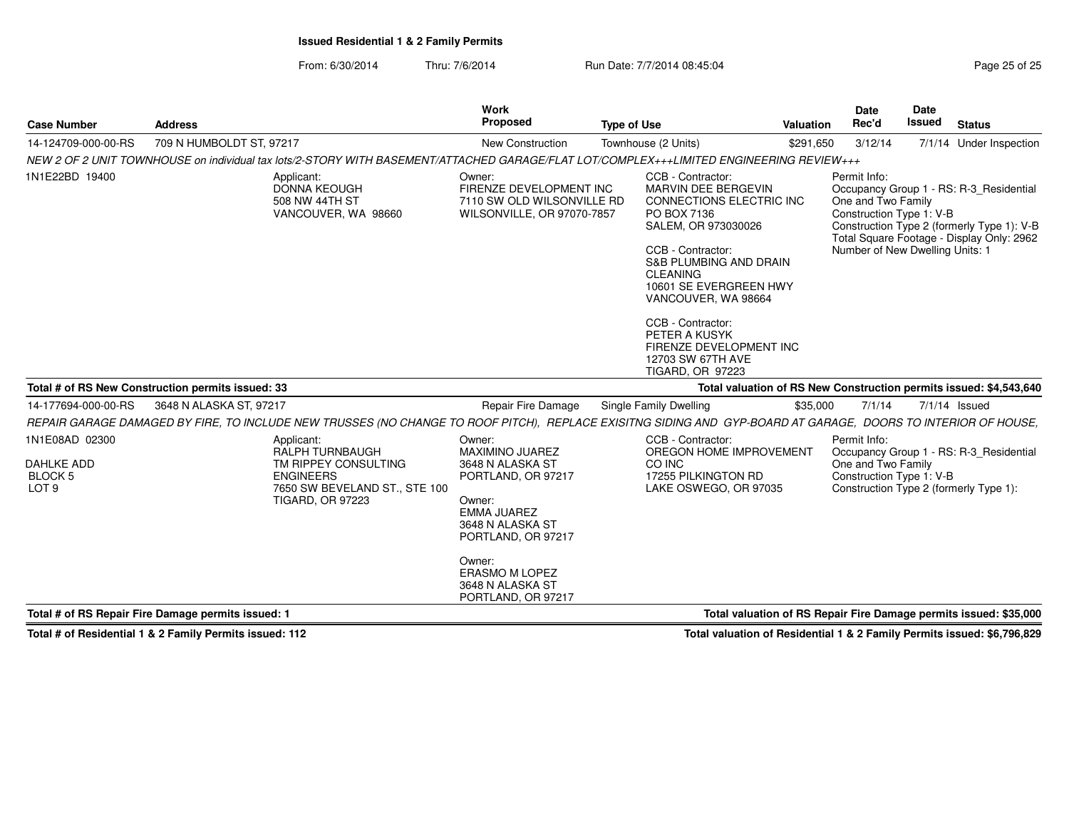**Issued Residential 1 & 2 Family Permits**

From: 6/30/2014 Thru: 7/6/2014 Run Date: 7/7/2014 08:45:04

| Case Number | Address | Work Proposed | Type of Use | Valuation | Date Rec'd | Date Issued | Status |
|---|---|---|---|---|---|---|---|
| 14-124709-000-00-RS | 709 N HUMBOLDT ST, 97217 | New Construction | Townhouse (2 Units) | $291,650 | 3/12/14 | 7/1/14 | Under Inspection |

*NEW 2 OF 2 UNIT TOWNHOUSE on individual tax lots/2-STORY WITH BASEMENT/ATTACHED GARAGE/FLAT LOT/COMPLEX+++LIMITED ENGINEERING REVIEW+++*

1N1E22BD 19400

Applicant:
DONNA KEOUGH
508 NW 44TH ST
VANCOUVER, WA 98660

Owner:
FIRENZE DEVELOPMENT INC
7110 SW OLD WILSONVILLE RD
WILSONVILLE, OR 97070-7857

CCB - Contractor:
MARVIN DEE BERGEVIN
CONNECTIONS ELECTRIC INC
PO BOX 7136
SALEM, OR 973030026

CCB - Contractor:
S&B PLUMBING AND DRAIN CLEANING
10601 SE EVERGREEN HWY
VANCOUVER, WA 98664

CCB - Contractor:
PETER A KUSYK
FIRENZE DEVELOPMENT INC
12703 SW 67TH AVE
TIGARD, OR 97223

Permit Info:
Occupancy Group 1 - RS: R-3_Residential One and Two Family
Construction Type 1: V-B
Construction Type 2 (formerly Type 1): V-B
Total Square Footage - Display Only: 2962
Number of New Dwelling Units: 1

**Total # of RS New Construction permits issued: 33** — **Total valuation of RS New Construction permits issued: $4,543,640**

| Case Number | Address | Work Proposed | Type of Use | Valuation | Date Rec'd | Date Issued | Status |
|---|---|---|---|---|---|---|---|
| 14-177694-000-00-RS | 3648 N ALASKA ST, 97217 | Repair Fire Damage | Single Family Dwelling | $35,000 | 7/1/14 | 7/1/14 | Issued |

*REPAIR GARAGE DAMAGED BY FIRE, TO INCLUDE NEW TRUSSES (NO CHANGE TO ROOF PITCH), REPLACE EXISITNG SIDING AND GYP-BOARD AT GARAGE, DOORS TO INTERIOR OF HOUSE,*

1N1E08AD 02300
DAHLKE ADD
BLOCK 5
LOT 9

Applicant:
RALPH TURNBAUGH
TM RIPPEY CONSULTING ENGINEERS
7650 SW BEVELAND ST., STE 100
TIGARD, OR 97223

Owner:
MAXIMINO JUAREZ
3648 N ALASKA ST
PORTLAND, OR 97217

Owner:
EMMA JUAREZ
3648 N ALASKA ST
PORTLAND, OR 97217

Owner:
ERASMO M LOPEZ
3648 N ALASKA ST
PORTLAND, OR 97217

CCB - Contractor:
OREGON HOME IMPROVEMENT CO INC
17255 PILKINGTON RD
LAKE OSWEGO, OR 97035

Permit Info:
Occupancy Group 1 - RS: R-3_Residential One and Two Family
Construction Type 1: V-B
Construction Type 2 (formerly Type 1):

**Total # of RS Repair Fire Damage permits issued: 1** — **Total valuation of RS Repair Fire Damage permits issued: $35,000**

**Total # of Residential 1 & 2 Family Permits issued: 112** — **Total valuation of Residential 1 & 2 Family Permits issued: $6,796,829**